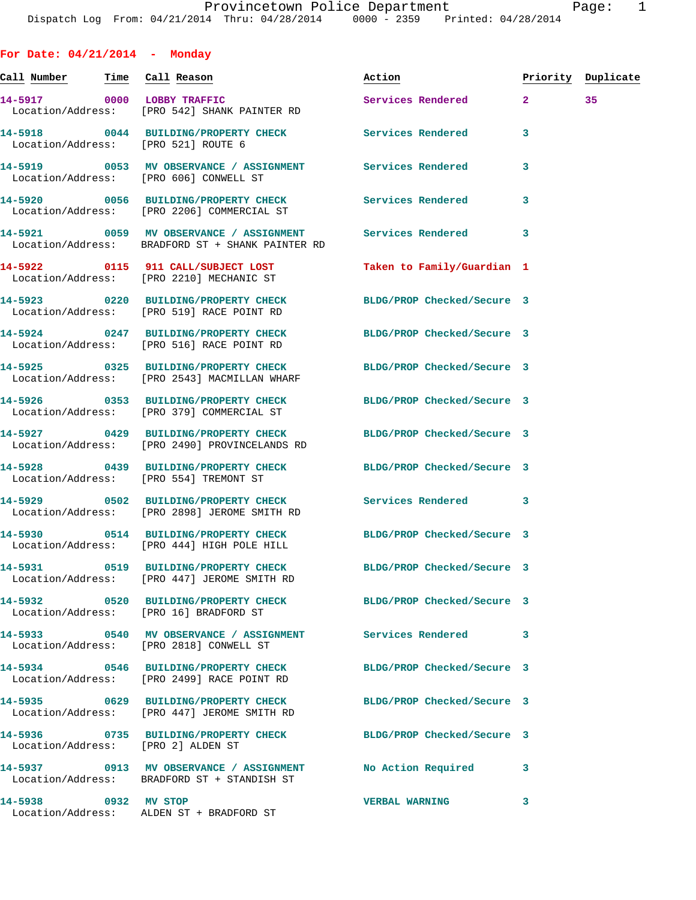## For Date: 04/21/2014 - Monday

| Call Number | Time | Call Reason | Action | Priority | Duplicate |
|---|---|---|---|---|---|
| 14-5917 | 0000 | LOBBY TRAFFIC | Services Rendered | 2 | 35 |
| Location/Address: | | [PRO 542] SHANK PAINTER RD | | | |
| 14-5918 | 0044 | BUILDING/PROPERTY CHECK | Services Rendered | 3 | |
| Location/Address: | | [PRO 521] ROUTE 6 | | | |
| 14-5919 | 0053 | MV OBSERVANCE / ASSIGNMENT | Services Rendered | 3 | |
| Location/Address: | | [PRO 606] CONWELL ST | | | |
| 14-5920 | 0056 | BUILDING/PROPERTY CHECK | Services Rendered | 3 | |
| Location/Address: | | [PRO 2206] COMMERCIAL ST | | | |
| 14-5921 | 0059 | MV OBSERVANCE / ASSIGNMENT | Services Rendered | 3 | |
| Location/Address: | | BRADFORD ST + SHANK PAINTER RD | | | |
| 14-5922 | 0115 | 911 CALL/SUBJECT LOST | Taken to Family/Guardian | 1 | |
| Location/Address: | | [PRO 2210] MECHANIC ST | | | |
| 14-5923 | 0220 | BUILDING/PROPERTY CHECK | BLDG/PROP Checked/Secure | 3 | |
| Location/Address: | | [PRO 519] RACE POINT RD | | | |
| 14-5924 | 0247 | BUILDING/PROPERTY CHECK | BLDG/PROP Checked/Secure | 3 | |
| Location/Address: | | [PRO 516] RACE POINT RD | | | |
| 14-5925 | 0325 | BUILDING/PROPERTY CHECK | BLDG/PROP Checked/Secure | 3 | |
| Location/Address: | | [PRO 2543] MACMILLAN WHARF | | | |
| 14-5926 | 0353 | BUILDING/PROPERTY CHECK | BLDG/PROP Checked/Secure | 3 | |
| Location/Address: | | [PRO 379] COMMERCIAL ST | | | |
| 14-5927 | 0429 | BUILDING/PROPERTY CHECK | BLDG/PROP Checked/Secure | 3 | |
| Location/Address: | | [PRO 2490] PROVINCELANDS RD | | | |
| 14-5928 | 0439 | BUILDING/PROPERTY CHECK | BLDG/PROP Checked/Secure | 3 | |
| Location/Address: | | [PRO 554] TREMONT ST | | | |
| 14-5929 | 0502 | BUILDING/PROPERTY CHECK | Services Rendered | 3 | |
| Location/Address: | | [PRO 2898] JEROME SMITH RD | | | |
| 14-5930 | 0514 | BUILDING/PROPERTY CHECK | BLDG/PROP Checked/Secure | 3 | |
| Location/Address: | | [PRO 444] HIGH POLE HILL | | | |
| 14-5931 | 0519 | BUILDING/PROPERTY CHECK | BLDG/PROP Checked/Secure | 3 | |
| Location/Address: | | [PRO 447] JEROME SMITH RD | | | |
| 14-5932 | 0520 | BUILDING/PROPERTY CHECK | BLDG/PROP Checked/Secure | 3 | |
| Location/Address: | | [PRO 16] BRADFORD ST | | | |
| 14-5933 | 0540 | MV OBSERVANCE / ASSIGNMENT | Services Rendered | 3 | |
| Location/Address: | | [PRO 2818] CONWELL ST | | | |
| 14-5934 | 0546 | BUILDING/PROPERTY CHECK | BLDG/PROP Checked/Secure | 3 | |
| Location/Address: | | [PRO 2499] RACE POINT RD | | | |
| 14-5935 | 0629 | BUILDING/PROPERTY CHECK | BLDG/PROP Checked/Secure | 3 | |
| Location/Address: | | [PRO 447] JEROME SMITH RD | | | |
| 14-5936 | 0735 | BUILDING/PROPERTY CHECK | BLDG/PROP Checked/Secure | 3 | |
| Location/Address: | | [PRO 2] ALDEN ST | | | |
| 14-5937 | 0913 | MV OBSERVANCE / ASSIGNMENT | No Action Required | 3 | |
| Location/Address: | | BRADFORD ST + STANDISH ST | | | |
| 14-5938 | 0932 | MV STOP | VERBAL WARNING | 3 | |
| Location/Address: | | ALDEN ST + BRADFORD ST | | | |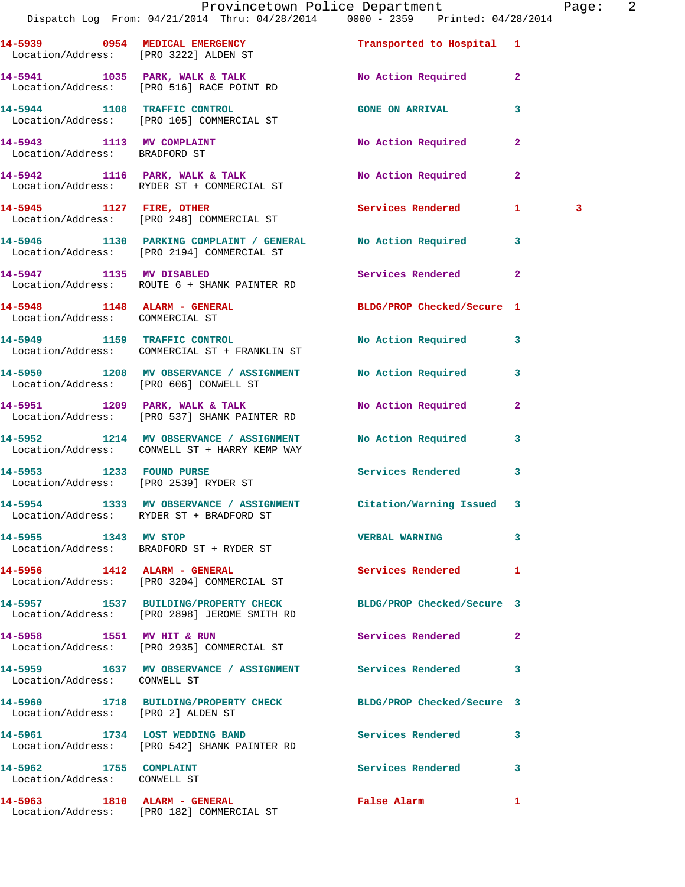14-5939 0954 MEDICAL EMERGENCY Transported to Hospital 1
Location/Address: [PRO 3222] ALDEN ST

14-5941 1035 PARK, WALK & TALK No Action Required 2
Location/Address: [PRO 516] RACE POINT RD

14-5944 1108 TRAFFIC CONTROL GONE ON ARRIVAL 3
Location/Address: [PRO 105] COMMERCIAL ST

14-5943 1113 MV COMPLAINT No Action Required 2
Location/Address: BRADFORD ST

14-5942 1116 PARK, WALK & TALK No Action Required 2
Location/Address: RYDER ST + COMMERCIAL ST

14-5945 1127 FIRE, OTHER Services Rendered 1 3
Location/Address: [PRO 248] COMMERCIAL ST

14-5946 1130 PARKING COMPLAINT / GENERAL No Action Required 3
Location/Address: [PRO 2194] COMMERCIAL ST

14-5947 1135 MV DISABLED Services Rendered 2
Location/Address: ROUTE 6 + SHANK PAINTER RD

14-5948 1148 ALARM - GENERAL BLDG/PROP Checked/Secure 1
Location/Address: COMMERCIAL ST

14-5949 1159 TRAFFIC CONTROL No Action Required 3
Location/Address: COMMERCIAL ST + FRANKLIN ST

14-5950 1208 MV OBSERVANCE / ASSIGNMENT No Action Required 3
Location/Address: [PRO 606] CONWELL ST

14-5951 1209 PARK, WALK & TALK No Action Required 2
Location/Address: [PRO 537] SHANK PAINTER RD

14-5952 1214 MV OBSERVANCE / ASSIGNMENT No Action Required 3
Location/Address: CONWELL ST + HARRY KEMP WAY

14-5953 1233 FOUND PURSE Services Rendered 3
Location/Address: [PRO 2539] RYDER ST

14-5954 1333 MV OBSERVANCE / ASSIGNMENT Citation/Warning Issued 3
Location/Address: RYDER ST + BRADFORD ST

14-5955 1343 MV STOP VERBAL WARNING 3
Location/Address: BRADFORD ST + RYDER ST

14-5956 1412 ALARM - GENERAL Services Rendered 1
Location/Address: [PRO 3204] COMMERCIAL ST

14-5957 1537 BUILDING/PROPERTY CHECK BLDG/PROP Checked/Secure 3
Location/Address: [PRO 2898] JEROME SMITH RD

14-5958 1551 MV HIT & RUN Services Rendered 2
Location/Address: [PRO 2935] COMMERCIAL ST

14-5959 1637 MV OBSERVANCE / ASSIGNMENT Services Rendered 3
Location/Address: CONWELL ST

14-5960 1718 BUILDING/PROPERTY CHECK BLDG/PROP Checked/Secure 3
Location/Address: [PRO 2] ALDEN ST

14-5961 1734 LOST WEDDING BAND Services Rendered 3
Location/Address: [PRO 542] SHANK PAINTER RD

14-5962 1755 COMPLAINT Services Rendered 3
Location/Address: CONWELL ST

14-5963 1810 ALARM - GENERAL False Alarm 1
Location/Address: [PRO 182] COMMERCIAL ST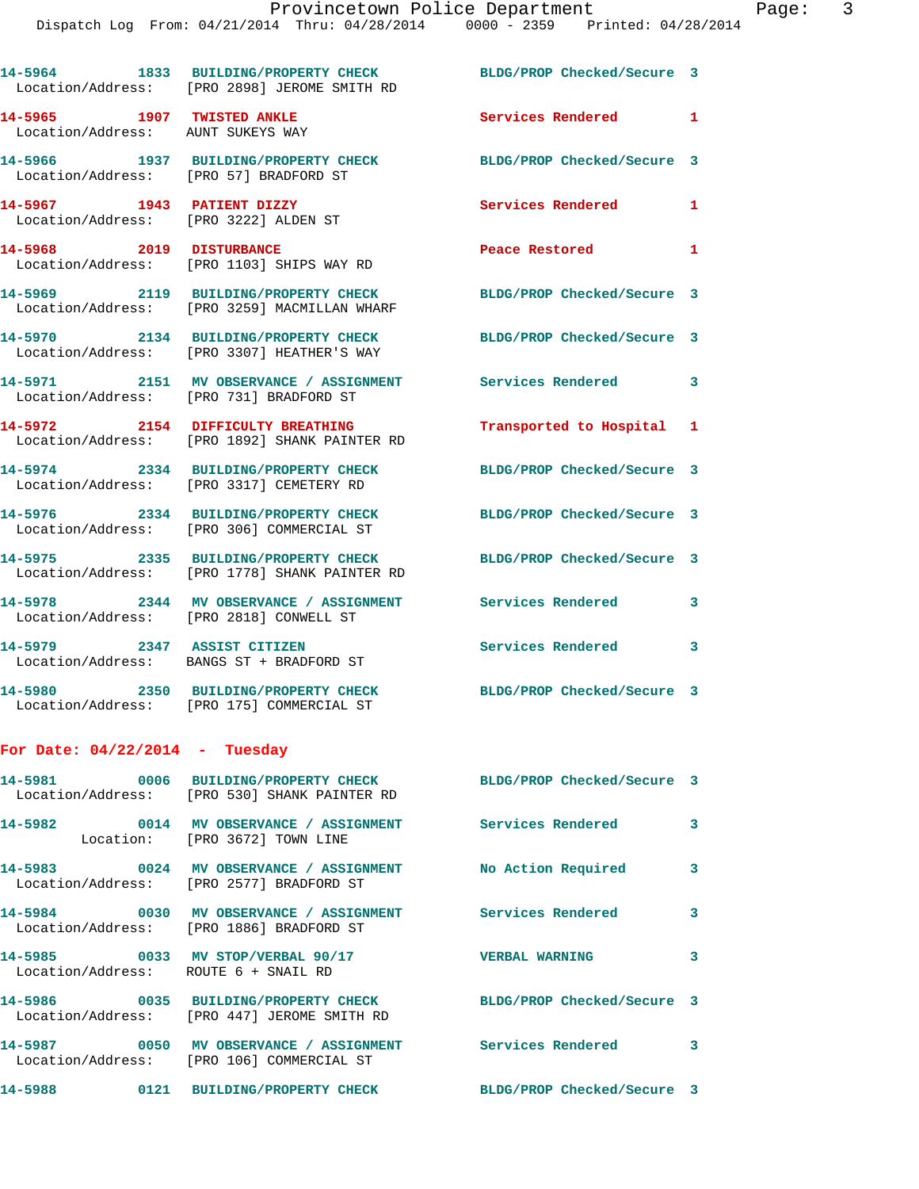14-5964 1833 BUILDING/PROPERTY CHECK BLDG/PROP Checked/Secure 3
Location/Address: [PRO 2898] JEROME SMITH RD

14-5965 1907 TWISTED ANKLE Services Rendered 1
Location/Address: AUNT SUKEYS WAY

14-5966 1937 BUILDING/PROPERTY CHECK BLDG/PROP Checked/Secure 3
Location/Address: [PRO 57] BRADFORD ST

14-5967 1943 PATIENT DIZZY Services Rendered 1
Location/Address: [PRO 3222] ALDEN ST

14-5968 2019 DISTURBANCE Peace Restored 1
Location/Address: [PRO 1103] SHIPS WAY RD

14-5969 2119 BUILDING/PROPERTY CHECK BLDG/PROP Checked/Secure 3
Location/Address: [PRO 3259] MACMILLAN WHARF

14-5970 2134 BUILDING/PROPERTY CHECK BLDG/PROP Checked/Secure 3
Location/Address: [PRO 3307] HEATHER'S WAY

14-5971 2151 MV OBSERVATION / ASSIGNMENT Services Rendered 3
Location/Address: [PRO 731] BRADFORD ST

14-5972 2154 DIFFICULTY BREATHING Transported to Hospital 1
Location/Address: [PRO 1892] SHANK PAINTER RD

14-5974 2334 BUILDING/PROPERTY CHECK BLDG/PROP Checked/Secure 3
Location/Address: [PRO 3317] CEMETERY RD

14-5976 2334 BUILDING/PROPERTY CHECK BLDG/PROP Checked/Secure 3
Location/Address: [PRO 306] COMMERCIAL ST

14-5975 2335 BUILDING/PROPERTY CHECK BLDG/PROP Checked/Secure 3
Location/Address: [PRO 1778] SHANK PAINTER RD

14-5978 2344 MV OBSERVATION / ASSIGNMENT Services Rendered 3
Location/Address: [PRO 2818] CONWELL ST

14-5979 2347 ASSIST CITIZEN Services Rendered 3
Location/Address: BANGS ST + BRADFORD ST

14-5980 2350 BUILDING/PROPERTY CHECK BLDG/PROP Checked/Secure 3
Location/Address: [PRO 175] COMMERCIAL ST

**For Date: 04/22/2014 - Tuesday**

14-5981 0006 BUILDING/PROPERTY CHECK BLDG/PROP Checked/Secure 3
Location/Address: [PRO 530] SHANK PAINTER RD

14-5982 0014 MV OBSERVATION / ASSIGNMENT Services Rendered 3
Location: [PRO 3672] TOWN LINE

14-5983 0024 MV OBSERVATION / ASSIGNMENT No Action Required 3
Location/Address: [PRO 2577] BRADFORD ST

14-5984 0030 MV OBSERVATION / ASSIGNMENT Services Rendered 3
Location/Address: [PRO 1886] BRADFORD ST

14-5985 0033 MV STOP/VERBAL 90/17 VERBAL WARNING 3
Location/Address: ROUTE 6 + SNAIL RD

14-5986 0035 BUILDING/PROPERTY CHECK BLDG/PROP Checked/Secure 3
Location/Address: [PRO 447] JEROME SMITH RD

14-5987 0050 MV OBSERVATION / ASSIGNMENT Services Rendered 3
Location/Address: [PRO 106] COMMERCIAL ST

14-5988 0121 BUILDING/PROPERTY CHECK BLDG/PROP Checked/Secure 3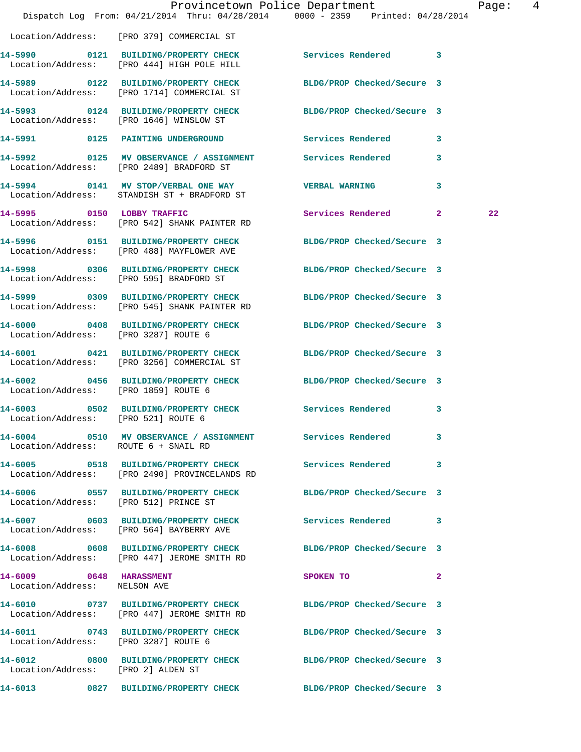Location/Address: [PRO 379] COMMERCIAL ST

**14-5990** 0121 **BUILDING/PROPERTY CHECK** Services Rendered 3
Location/Address: [PRO 444] HIGH POLE HILL

**14-5989** 0122 **BUILDING/PROPERTY CHECK** BLDG/PROP Checked/Secure 3
Location/Address: [PRO 1714] COMMERCIAL ST

**14-5993** 0124 **BUILDING/PROPERTY CHECK** BLDG/PROP Checked/Secure 3
Location/Address: [PRO 1646] WINSLOW ST

**14-5991** 0125 **PAINTING UNDERGROUND** Services Rendered 3

**14-5992** 0125 **MV OBSERVANCE / ASSIGNMENT** Services Rendered 3
Location/Address: [PRO 2489] BRADFORD ST

**14-5994** 0141 **MV STOP/VERBAL ONE WAY** VERBAL WARNING 3
Location/Address: STANDISH ST + BRADFORD ST

**14-5995** 0150 **LOBBY TRAFFIC** Services Rendered 2 22
Location/Address: [PRO 542] SHANK PAINTER RD

**14-5996** 0151 **BUILDING/PROPERTY CHECK** BLDG/PROP Checked/Secure 3
Location/Address: [PRO 488] MAYFLOWER AVE

**14-5998** 0306 **BUILDING/PROPERTY CHECK** BLDG/PROP Checked/Secure 3
Location/Address: [PRO 595] BRADFORD ST

**14-5999** 0309 **BUILDING/PROPERTY CHECK** BLDG/PROP Checked/Secure 3
Location/Address: [PRO 545] SHANK PAINTER RD

**14-6000** 0408 **BUILDING/PROPERTY CHECK** BLDG/PROP Checked/Secure 3
Location/Address: [PRO 3287] ROUTE 6

**14-6001** 0421 **BUILDING/PROPERTY CHECK** BLDG/PROP Checked/Secure 3
Location/Address: [PRO 3256] COMMERCIAL ST

**14-6002** 0456 **BUILDING/PROPERTY CHECK** BLDG/PROP Checked/Secure 3
Location/Address: [PRO 1859] ROUTE 6

**14-6003** 0502 **BUILDING/PROPERTY CHECK** Services Rendered 3
Location/Address: [PRO 521] ROUTE 6

**14-6004** 0510 **MV OBSERVANCE / ASSIGNMENT** Services Rendered 3
Location/Address: ROUTE 6 + SNAIL RD

**14-6005** 0518 **BUILDING/PROPERTY CHECK** Services Rendered 3
Location/Address: [PRO 2490] PROVINCELANDS RD

**14-6006** 0557 **BUILDING/PROPERTY CHECK** BLDG/PROP Checked/Secure 3
Location/Address: [PRO 512] PRINCE ST

**14-6007** 0603 **BUILDING/PROPERTY CHECK** Services Rendered 3
Location/Address: [PRO 564] BAYBERRY AVE

**14-6008** 0608 **BUILDING/PROPERTY CHECK** BLDG/PROP Checked/Secure 3
Location/Address: [PRO 447] JEROME SMITH RD

**14-6009** 0648 **HARASSMENT** SPOKEN TO 2
Location/Address: NELSON AVE

**14-6010** 0737 **BUILDING/PROPERTY CHECK** BLDG/PROP Checked/Secure 3
Location/Address: [PRO 447] JEROME SMITH RD

**14-6011** 0743 **BUILDING/PROPERTY CHECK** BLDG/PROP Checked/Secure 3
Location/Address: [PRO 3287] ROUTE 6

**14-6012** 0800 **BUILDING/PROPERTY CHECK** BLDG/PROP Checked/Secure 3
Location/Address: [PRO 2] ALDEN ST

**14-6013** 0827 **BUILDING/PROPERTY CHECK** BLDG/PROP Checked/Secure 3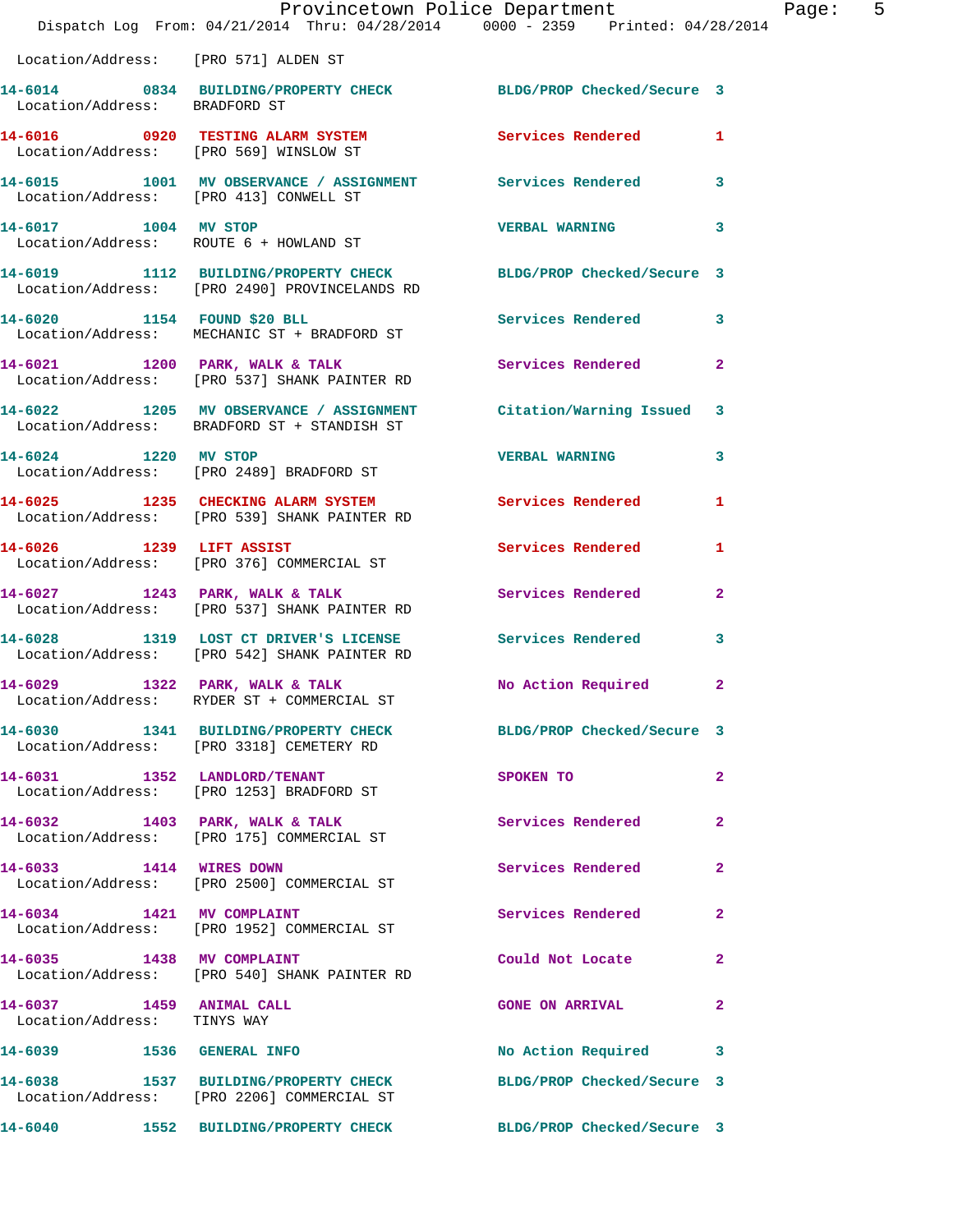Location/Address: [PRO 571] ALDEN ST

| Call # | Time | Call Reason | Action | Priority |
|---|---|---|---|---|
| 14-6014 | 0834 | BUILDING/PROPERTY CHECK | BLDG/PROP Checked/Secure | 3 |
| Location/Address: | | BRADFORD ST | | |
| 14-6016 | 0920 | TESTING ALARM SYSTEM | Services Rendered | 1 |
| Location/Address: | | [PRO 569] WINSLOW ST | | |
| 14-6015 | 1001 | MV OBSERVANCE / ASSIGNMENT | Services Rendered | 3 |
| Location/Address: | | [PRO 413] CONWELL ST | | |
| 14-6017 | 1004 | MV STOP | VERBAL WARNING | 3 |
| Location/Address: | | ROUTE 6 + HOWLAND ST | | |
| 14-6019 | 1112 | BUILDING/PROPERTY CHECK | BLDG/PROP Checked/Secure | 3 |
| Location/Address: | | [PRO 2490] PROVINCELANDS RD | | |
| 14-6020 | 1154 | FOUND $20 BLL | Services Rendered | 3 |
| Location/Address: | | MECHANIC ST + BRADFORD ST | | |
| 14-6021 | 1200 | PARK, WALK & TALK | Services Rendered | 2 |
| Location/Address: | | [PRO 537] SHANK PAINTER RD | | |
| 14-6022 | 1205 | MV OBSERVANCE / ASSIGNMENT | Citation/Warning Issued | 3 |
| Location/Address: | | BRADFORD ST + STANDISH ST | | |
| 14-6024 | 1220 | MV STOP | VERBAL WARNING | 3 |
| Location/Address: | | [PRO 2489] BRADFORD ST | | |
| 14-6025 | 1235 | CHECKING ALARM SYSTEM | Services Rendered | 1 |
| Location/Address: | | [PRO 539] SHANK PAINTER RD | | |
| 14-6026 | 1239 | LIFT ASSIST | Services Rendered | 1 |
| Location/Address: | | [PRO 376] COMMERCIAL ST | | |
| 14-6027 | 1243 | PARK, WALK & TALK | Services Rendered | 2 |
| Location/Address: | | [PRO 537] SHANK PAINTER RD | | |
| 14-6028 | 1319 | LOST CT DRIVER'S LICENSE | Services Rendered | 3 |
| Location/Address: | | [PRO 542] SHANK PAINTER RD | | |
| 14-6029 | 1322 | PARK, WALK & TALK | No Action Required | 2 |
| Location/Address: | | RYDER ST + COMMERCIAL ST | | |
| 14-6030 | 1341 | BUILDING/PROPERTY CHECK | BLDG/PROP Checked/Secure | 3 |
| Location/Address: | | [PRO 3318] CEMETERY RD | | |
| 14-6031 | 1352 | LANDLORD/TENANT | SPOKEN TO | 2 |
| Location/Address: | | [PRO 1253] BRADFORD ST | | |
| 14-6032 | 1403 | PARK, WALK & TALK | Services Rendered | 2 |
| Location/Address: | | [PRO 175] COMMERCIAL ST | | |
| 14-6033 | 1414 | WIRES DOWN | Services Rendered | 2 |
| Location/Address: | | [PRO 2500] COMMERCIAL ST | | |
| 14-6034 | 1421 | MV COMPLAINT | Services Rendered | 2 |
| Location/Address: | | [PRO 1952] COMMERCIAL ST | | |
| 14-6035 | 1438 | MV COMPLAINT | Could Not Locate | 2 |
| Location/Address: | | [PRO 540] SHANK PAINTER RD | | |
| 14-6037 | 1459 | ANIMAL CALL | GONE ON ARRIVAL | 2 |
| Location/Address: | | TINYS WAY | | |
| 14-6039 | 1536 | GENERAL INFO | No Action Required | 3 |
| 14-6038 | 1537 | BUILDING/PROPERTY CHECK | BLDG/PROP Checked/Secure | 3 |
| Location/Address: | | [PRO 2206] COMMERCIAL ST | | |
| 14-6040 | 1552 | BUILDING/PROPERTY CHECK | BLDG/PROP Checked/Secure | 3 |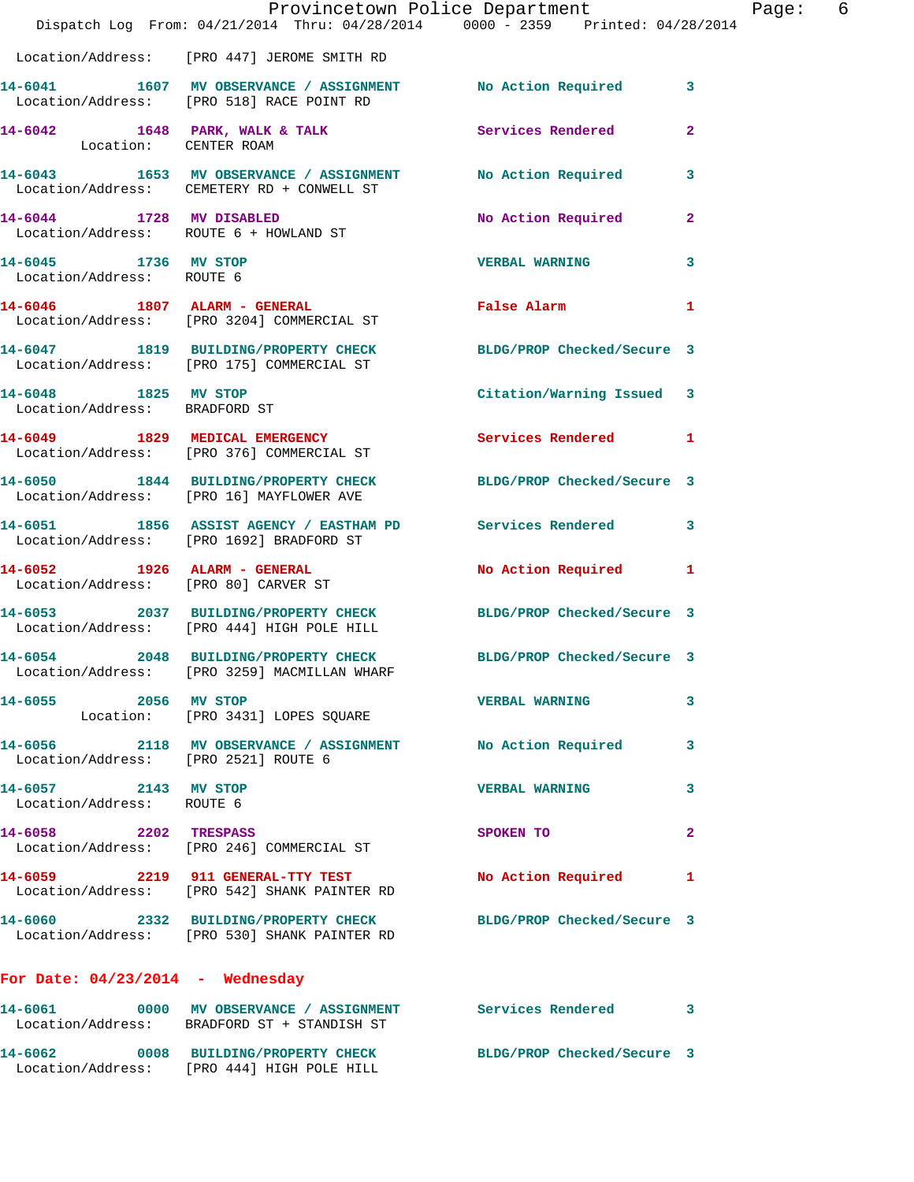Location/Address: [PRO 447] JEROME SMITH RD

**14-6041** 1607 **MV OBSERVATION / ASSIGNMENT** No Action Required 3
Location/Address: [PRO 518] RACE POINT RD

**14-6042** 1648 **PARK, WALK & TALK** Services Rendered 2
Location: CENTER ROAM

**14-6043** 1653 **MV OBSERVATION / ASSIGNMENT** No Action Required 3
Location/Address: CEMETERY RD + CONWELL ST

**14-6044** 1728 **MV DISABLED** No Action Required 2
Location/Address: ROUTE 6 + HOWLAND ST

**14-6045** 1736 **MV STOP** VERBAL WARNING 3
Location/Address: ROUTE 6

**14-6046** 1807 **ALARM - GENERAL** False Alarm 1
Location/Address: [PRO 3204] COMMERCIAL ST

**14-6047** 1819 **BUILDING/PROPERTY CHECK** BLDG/PROP Checked/Secure 3
Location/Address: [PRO 175] COMMERCIAL ST

**14-6048** 1825 **MV STOP** Citation/Warning Issued 3
Location/Address: BRADFORD ST

**14-6049** 1829 **MEDICAL EMERGENCY** Services Rendered 1
Location/Address: [PRO 376] COMMERCIAL ST

**14-6050** 1844 **BUILDING/PROPERTY CHECK** BLDG/PROP Checked/Secure 3
Location/Address: [PRO 16] MAYFLOWER AVE

**14-6051** 1856 **ASSIST AGENCY / EASTHAM PD** Services Rendered 3
Location/Address: [PRO 1692] BRADFORD ST

**14-6052** 1926 **ALARM - GENERAL** No Action Required 1
Location/Address: [PRO 80] CARVER ST

**14-6053** 2037 **BUILDING/PROPERTY CHECK** BLDG/PROP Checked/Secure 3
Location/Address: [PRO 444] HIGH POLE HILL

**14-6054** 2048 **BUILDING/PROPERTY CHECK** BLDG/PROP Checked/Secure 3
Location/Address: [PRO 3259] MACMILLAN WHARF

**14-6055** 2056 **MV STOP** VERBAL WARNING 3
Location: [PRO 3431] LOPES SQUARE

**14-6056** 2118 **MV OBSERVATION / ASSIGNMENT** No Action Required 3
Location/Address: [PRO 2521] ROUTE 6

**14-6057** 2143 **MV STOP** VERBAL WARNING 3
Location/Address: ROUTE 6

**14-6058** 2202 **TRESPASS** SPOKEN TO 2
Location/Address: [PRO 246] COMMERCIAL ST

**14-6059** 2219 **911 GENERAL-TTY TEST** No Action Required 1
Location/Address: [PRO 542] SHANK PAINTER RD

**14-6060** 2332 **BUILDING/PROPERTY CHECK** BLDG/PROP Checked/Secure 3
Location/Address: [PRO 530] SHANK PAINTER RD

## For Date: 04/23/2014 - Wednesday

**14-6061** 0000 **MV OBSERVATION / ASSIGNMENT** Services Rendered 3
Location/Address: BRADFORD ST + STANDISH ST

**14-6062** 0008 **BUILDING/PROPERTY CHECK** BLDG/PROP Checked/Secure 3
Location/Address: [PRO 444] HIGH POLE HILL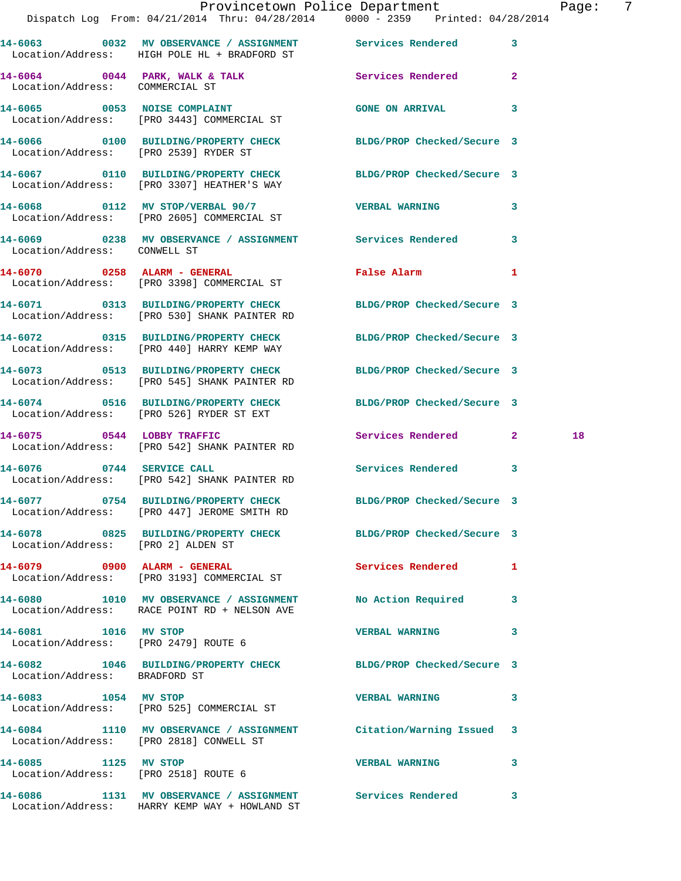14-6063 0032 MV OBSERVANCE / ASSIGNMENT Services Rendered 3
Location/Address: HIGH POLE HL + BRADFORD ST

14-6064 0044 PARK, WALK & TALK Services Rendered 2
Location/Address: COMMERCIAL ST

14-6065 0053 NOISE COMPLAINT GONE ON ARRIVAL 3
Location/Address: [PRO 3443] COMMERCIAL ST

14-6066 0100 BUILDING/PROPERTY CHECK BLDG/PROP Checked/Secure 3
Location/Address: [PRO 2539] RYDER ST

14-6067 0110 BUILDING/PROPERTY CHECK BLDG/PROP Checked/Secure 3
Location/Address: [PRO 3307] HEATHER'S WAY

14-6068 0112 MV STOP/VERBAL 90/7 VERBAL WARNING 3
Location/Address: [PRO 2605] COMMERCIAL ST

14-6069 0238 MV OBSERVANCE / ASSIGNMENT Services Rendered 3
Location/Address: CONWELL ST

14-6070 0258 ALARM - GENERAL False Alarm 1
Location/Address: [PRO 3398] COMMERCIAL ST

14-6071 0313 BUILDING/PROPERTY CHECK BLDG/PROP Checked/Secure 3
Location/Address: [PRO 530] SHANK PAINTER RD

14-6072 0315 BUILDING/PROPERTY CHECK BLDG/PROP Checked/Secure 3
Location/Address: [PRO 440] HARRY KEMP WAY

14-6073 0513 BUILDING/PROPERTY CHECK BLDG/PROP Checked/Secure 3
Location/Address: [PRO 545] SHANK PAINTER RD

14-6074 0516 BUILDING/PROPERTY CHECK BLDG/PROP Checked/Secure 3
Location/Address: [PRO 526] RYDER ST EXT

14-6075 0544 LOBBY TRAFFIC Services Rendered 2 18
Location/Address: [PRO 542] SHANK PAINTER RD

14-6076 0744 SERVICE CALL Services Rendered 3
Location/Address: [PRO 542] SHANK PAINTER RD

14-6077 0754 BUILDING/PROPERTY CHECK BLDG/PROP Checked/Secure 3
Location/Address: [PRO 447] JEROME SMITH RD

14-6078 0825 BUILDING/PROPERTY CHECK BLDG/PROP Checked/Secure 3
Location/Address: [PRO 2] ALDEN ST

14-6079 0900 ALARM - GENERAL Services Rendered 1
Location/Address: [PRO 3193] COMMERCIAL ST

14-6080 1010 MV OBSERVANCE / ASSIGNMENT No Action Required 3
Location/Address: RACE POINT RD + NELSON AVE

14-6081 1016 MV STOP VERBAL WARNING 3
Location/Address: [PRO 2479] ROUTE 6

14-6082 1046 BUILDING/PROPERTY CHECK BLDG/PROP Checked/Secure 3
Location/Address: BRADFORD ST

14-6083 1054 MV STOP VERBAL WARNING 3
Location/Address: [PRO 525] COMMERCIAL ST

14-6084 1110 MV OBSERVANCE / ASSIGNMENT Citation/Warning Issued 3
Location/Address: [PRO 2818] CONWELL ST

14-6085 1125 MV STOP VERBAL WARNING 3
Location/Address: [PRO 2518] ROUTE 6

14-6086 1131 MV OBSERVANCE / ASSIGNMENT Services Rendered 3
Location/Address: HARRY KEMP WAY + HOWLAND ST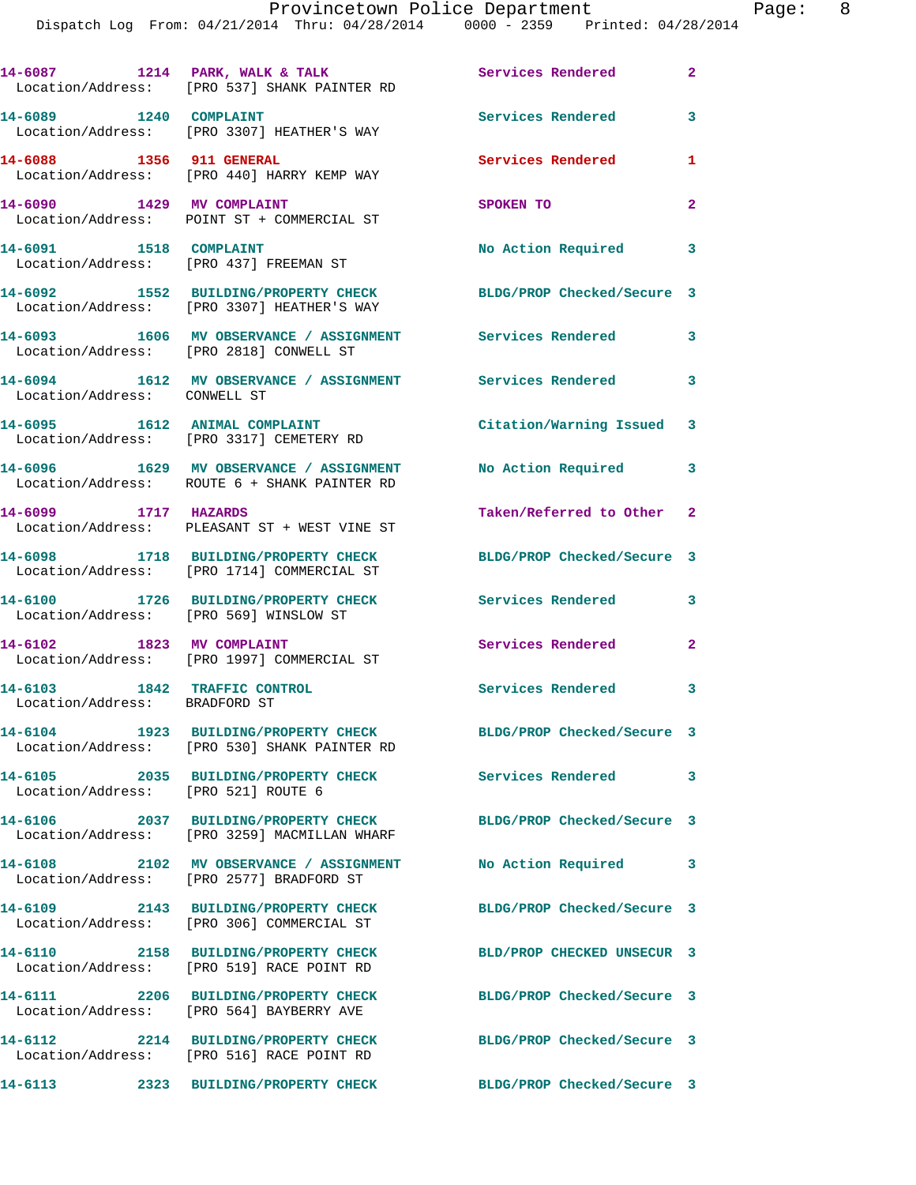14-6087 1214 PARK, WALK & TALK Services Rendered 2
Location/Address: [PRO 537] SHANK PAINTER RD

14-6089 1240 COMPLAINT Services Rendered 3
Location/Address: [PRO 3307] HEATHER'S WAY

14-6088 1356 911 GENERAL Services Rendered 1
Location/Address: [PRO 440] HARRY KEMP WAY

14-6090 1429 MV COMPLAINT SPOKEN TO 2
Location/Address: POINT ST + COMMERCIAL ST

14-6091 1518 COMPLAINT No Action Required 3
Location/Address: [PRO 437] FREEMAN ST

14-6092 1552 BUILDING/PROPERTY CHECK BLDG/PROP Checked/Secure 3
Location/Address: [PRO 3307] HEATHER'S WAY

14-6093 1606 MV OBSERVANCE / ASSIGNMENT Services Rendered 3
Location/Address: [PRO 2818] CONWELL ST

14-6094 1612 MV OBSERVANCE / ASSIGNMENT Services Rendered 3
Location/Address: CONWELL ST

14-6095 1612 ANIMAL COMPLAINT Citation/Warning Issued 3
Location/Address: [PRO 3317] CEMETERY RD

14-6096 1629 MV OBSERVANCE / ASSIGNMENT No Action Required 3
Location/Address: ROUTE 6 + SHANK PAINTER RD

14-6099 1717 HAZARDS Taken/Referred to Other 2
Location/Address: PLEASANT ST + WEST VINE ST

14-6098 1718 BUILDING/PROPERTY CHECK BLDG/PROP Checked/Secure 3
Location/Address: [PRO 1714] COMMERCIAL ST

14-6100 1726 BUILDING/PROPERTY CHECK Services Rendered 3
Location/Address: [PRO 569] WINSLOW ST

14-6102 1823 MV COMPLAINT Services Rendered 2
Location/Address: [PRO 1997] COMMERCIAL ST

14-6103 1842 TRAFFIC CONTROL Services Rendered 3
Location/Address: BRADFORD ST

14-6104 1923 BUILDING/PROPERTY CHECK BLDG/PROP Checked/Secure 3
Location/Address: [PRO 530] SHANK PAINTER RD

14-6105 2035 BUILDING/PROPERTY CHECK Services Rendered 3
Location/Address: [PRO 521] ROUTE 6

14-6106 2037 BUILDING/PROPERTY CHECK BLDG/PROP Checked/Secure 3
Location/Address: [PRO 3259] MACMILLAN WHARF

14-6108 2102 MV OBSERVANCE / ASSIGNMENT No Action Required 3
Location/Address: [PRO 2577] BRADFORD ST

14-6109 2143 BUILDING/PROPERTY CHECK BLDG/PROP Checked/Secure 3
Location/Address: [PRO 306] COMMERCIAL ST

14-6110 2158 BUILDING/PROPERTY CHECK BLD/PROP CHECKED UNSECUR 3
Location/Address: [PRO 519] RACE POINT RD

14-6111 2206 BUILDING/PROPERTY CHECK BLDG/PROP Checked/Secure 3
Location/Address: [PRO 564] BAYBERRY AVE

14-6112 2214 BUILDING/PROPERTY CHECK BLDG/PROP Checked/Secure 3
Location/Address: [PRO 516] RACE POINT RD

14-6113 2323 BUILDING/PROPERTY CHECK BLDG/PROP Checked/Secure 3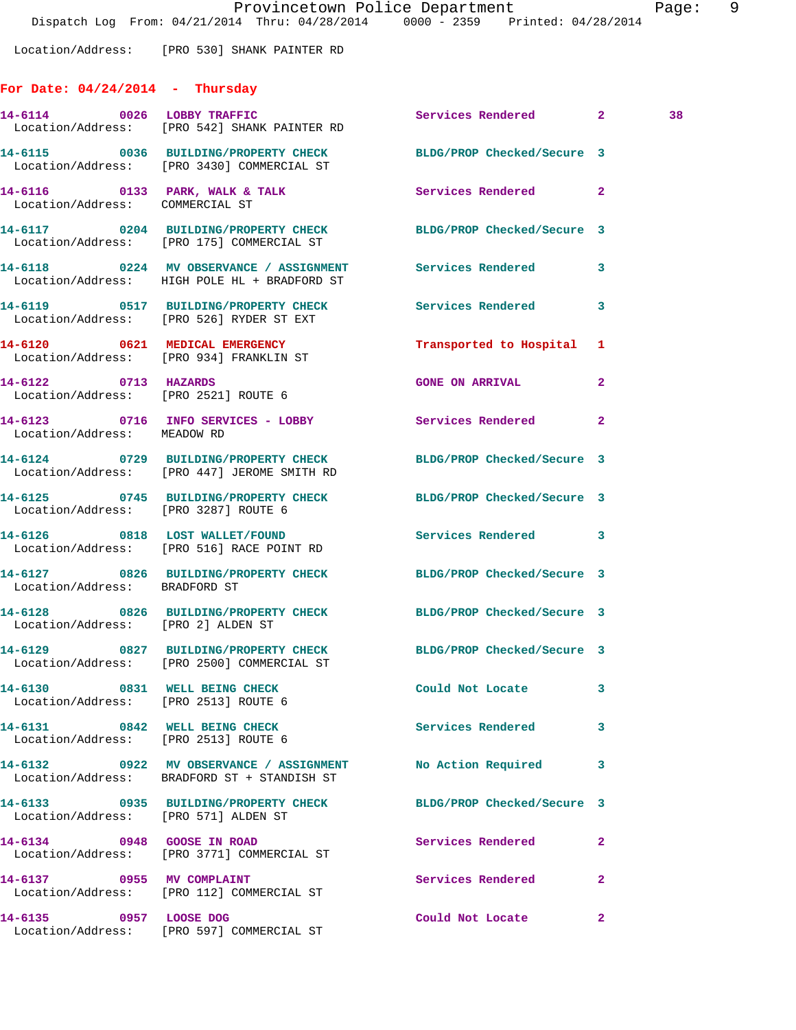Location/Address: [PRO 530] SHANK PAINTER RD

## For Date: 04/24/2014 - Thursday

| Call # | Time | Call Type | Disposition | Priority | |
|---|---|---|---|---|---|
| 14-6114 | 0026 | LOBBY TRAFFIC | Services Rendered | 2 | 38 |
| | | Location/Address: [PRO 542] SHANK PAINTER RD | | | |
| 14-6115 | 0036 | BUILDING/PROPERTY CHECK | BLDG/PROP Checked/Secure | 3 | |
| | | Location/Address: [PRO 3430] COMMERCIAL ST | | | |
| 14-6116 | 0133 | PARK, WALK & TALK | Services Rendered | 2 | |
| | | Location/Address: COMMERCIAL ST | | | |
| 14-6117 | 0204 | BUILDING/PROPERTY CHECK | BLDG/PROP Checked/Secure | 3 | |
| | | Location/Address: [PRO 175] COMMERCIAL ST | | | |
| 14-6118 | 0224 | MV OBSERVANCE / ASSIGNMENT | Services Rendered | 3 | |
| | | Location/Address: HIGH POLE HL + BRADFORD ST | | | |
| 14-6119 | 0517 | BUILDING/PROPERTY CHECK | Services Rendered | 3 | |
| | | Location/Address: [PRO 526] RYDER ST EXT | | | |
| 14-6120 | 0621 | MEDICAL EMERGENCY | Transported to Hospital | 1 | |
| | | Location/Address: [PRO 934] FRANKLIN ST | | | |
| 14-6122 | 0713 | HAZARDS | GONE ON ARRIVAL | 2 | |
| | | Location/Address: [PRO 2521] ROUTE 6 | | | |
| 14-6123 | 0716 | INFO SERVICES - LOBBY | Services Rendered | 2 | |
| | | Location/Address: MEADOW RD | | | |
| 14-6124 | 0729 | BUILDING/PROPERTY CHECK | BLDG/PROP Checked/Secure | 3 | |
| | | Location/Address: [PRO 447] JEROME SMITH RD | | | |
| 14-6125 | 0745 | BUILDING/PROPERTY CHECK | BLDG/PROP Checked/Secure | 3 | |
| | | Location/Address: [PRO 3287] ROUTE 6 | | | |
| 14-6126 | 0818 | LOST WALLET/FOUND | Services Rendered | 3 | |
| | | Location/Address: [PRO 516] RACE POINT RD | | | |
| 14-6127 | 0826 | BUILDING/PROPERTY CHECK | BLDG/PROP Checked/Secure | 3 | |
| | | Location/Address: BRADFORD ST | | | |
| 14-6128 | 0826 | BUILDING/PROPERTY CHECK | BLDG/PROP Checked/Secure | 3 | |
| | | Location/Address: [PRO 2] ALDEN ST | | | |
| 14-6129 | 0827 | BUILDING/PROPERTY CHECK | BLDG/PROP Checked/Secure | 3 | |
| | | Location/Address: [PRO 2500] COMMERCIAL ST | | | |
| 14-6130 | 0831 | WELL BEING CHECK | Could Not Locate | 3 | |
| | | Location/Address: [PRO 2513] ROUTE 6 | | | |
| 14-6131 | 0842 | WELL BEING CHECK | Services Rendered | 3 | |
| | | Location/Address: [PRO 2513] ROUTE 6 | | | |
| 14-6132 | 0922 | MV OBSERVANCE / ASSIGNMENT | No Action Required | 3 | |
| | | Location/Address: BRADFORD ST + STANDISH ST | | | |
| 14-6133 | 0935 | BUILDING/PROPERTY CHECK | BLDG/PROP Checked/Secure | 3 | |
| | | Location/Address: [PRO 571] ALDEN ST | | | |
| 14-6134 | 0948 | GOOSE IN ROAD | Services Rendered | 2 | |
| | | Location/Address: [PRO 3771] COMMERCIAL ST | | | |
| 14-6137 | 0955 | MV COMPLAINT | Services Rendered | 2 | |
| | | Location/Address: [PRO 112] COMMERCIAL ST | | | |
| 14-6135 | 0957 | LOOSE DOG | Could Not Locate | 2 | |
| | | Location/Address: [PRO 597] COMMERCIAL ST | | | |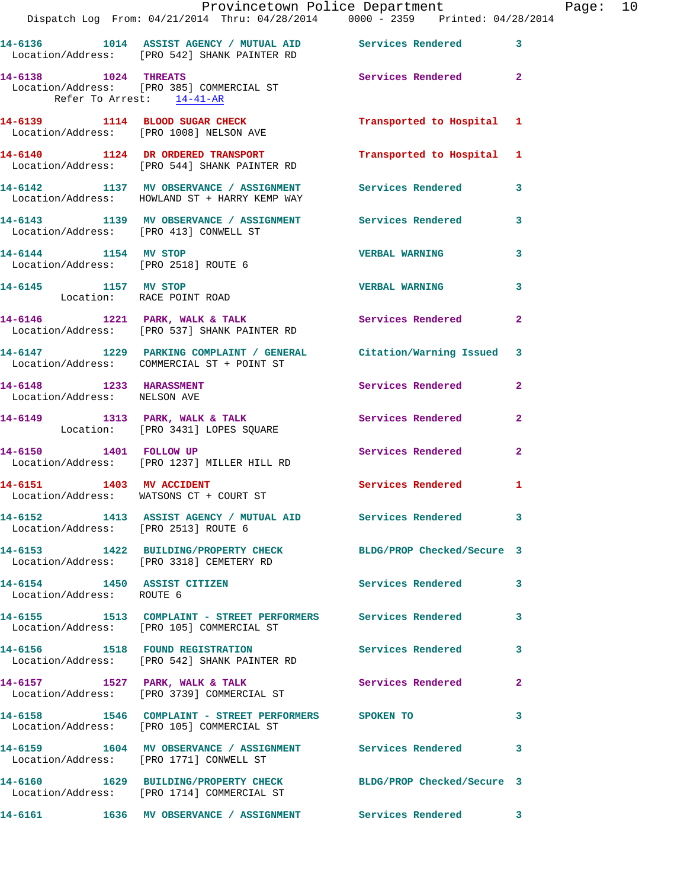14-6136 1014 ASSIST AGENCY / MUTUAL AID Services Rendered 3
Location/Address: [PRO 542] SHANK PAINTER RD

14-6138 1024 THREATS Services Rendered 2
Location/Address: [PRO 385] COMMERCIAL ST
Refer To Arrest: 14-41-AR

14-6139 1114 BLOOD SUGAR CHECK Transported to Hospital 1
Location/Address: [PRO 1008] NELSON AVE

14-6140 1124 DR ORDERED TRANSPORT Transported to Hospital 1
Location/Address: [PRO 544] SHANK PAINTER RD

14-6142 1137 MV OBSERVANCE / ASSIGNMENT Services Rendered 3
Location/Address: HOWLAND ST + HARRY KEMP WAY

14-6143 1139 MV OBSERVANCE / ASSIGNMENT Services Rendered 3
Location/Address: [PRO 413] CONWELL ST

14-6144 1154 MV STOP VERBAL WARNING 3
Location/Address: [PRO 2518] ROUTE 6

14-6145 1157 MV STOP VERBAL WARNING 3
Location: RACE POINT ROAD

14-6146 1221 PARK, WALK & TALK Services Rendered 2
Location/Address: [PRO 537] SHANK PAINTER RD

14-6147 1229 PARKING COMPLAINT / GENERAL Citation/Warning Issued 3
Location/Address: COMMERCIAL ST + POINT ST

14-6148 1233 HARASSMENT Services Rendered 2
Location/Address: NELSON AVE

14-6149 1313 PARK, WALK & TALK Services Rendered 2
Location: [PRO 3431] LOPES SQUARE

14-6150 1401 FOLLOW UP Services Rendered 2
Location/Address: [PRO 1237] MILLER HILL RD

14-6151 1403 MV ACCIDENT Services Rendered 1
Location/Address: WATSONS CT + COURT ST

14-6152 1413 ASSIST AGENCY / MUTUAL AID Services Rendered 3
Location/Address: [PRO 2513] ROUTE 6

14-6153 1422 BUILDING/PROPERTY CHECK BLDG/PROP Checked/Secure 3
Location/Address: [PRO 3318] CEMETERY RD

14-6154 1450 ASSIST CITIZEN Services Rendered 3
Location/Address: ROUTE 6

14-6155 1513 COMPLAINT - STREET PERFORMERS Services Rendered 3
Location/Address: [PRO 105] COMMERCIAL ST

14-6156 1518 FOUND REGISTRATION Services Rendered 3
Location/Address: [PRO 542] SHANK PAINTER RD

14-6157 1527 PARK, WALK & TALK Services Rendered 2
Location/Address: [PRO 3739] COMMERCIAL ST

14-6158 1546 COMPLAINT - STREET PERFORMERS SPOKEN TO 3
Location/Address: [PRO 105] COMMERCIAL ST

14-6159 1604 MV OBSERVANCE / ASSIGNMENT Services Rendered 3
Location/Address: [PRO 1771] CONWELL ST

14-6160 1629 BUILDING/PROPERTY CHECK BLDG/PROP Checked/Secure 3
Location/Address: [PRO 1714] COMMERCIAL ST

14-6161 1636 MV OBSERVANCE / ASSIGNMENT Services Rendered 3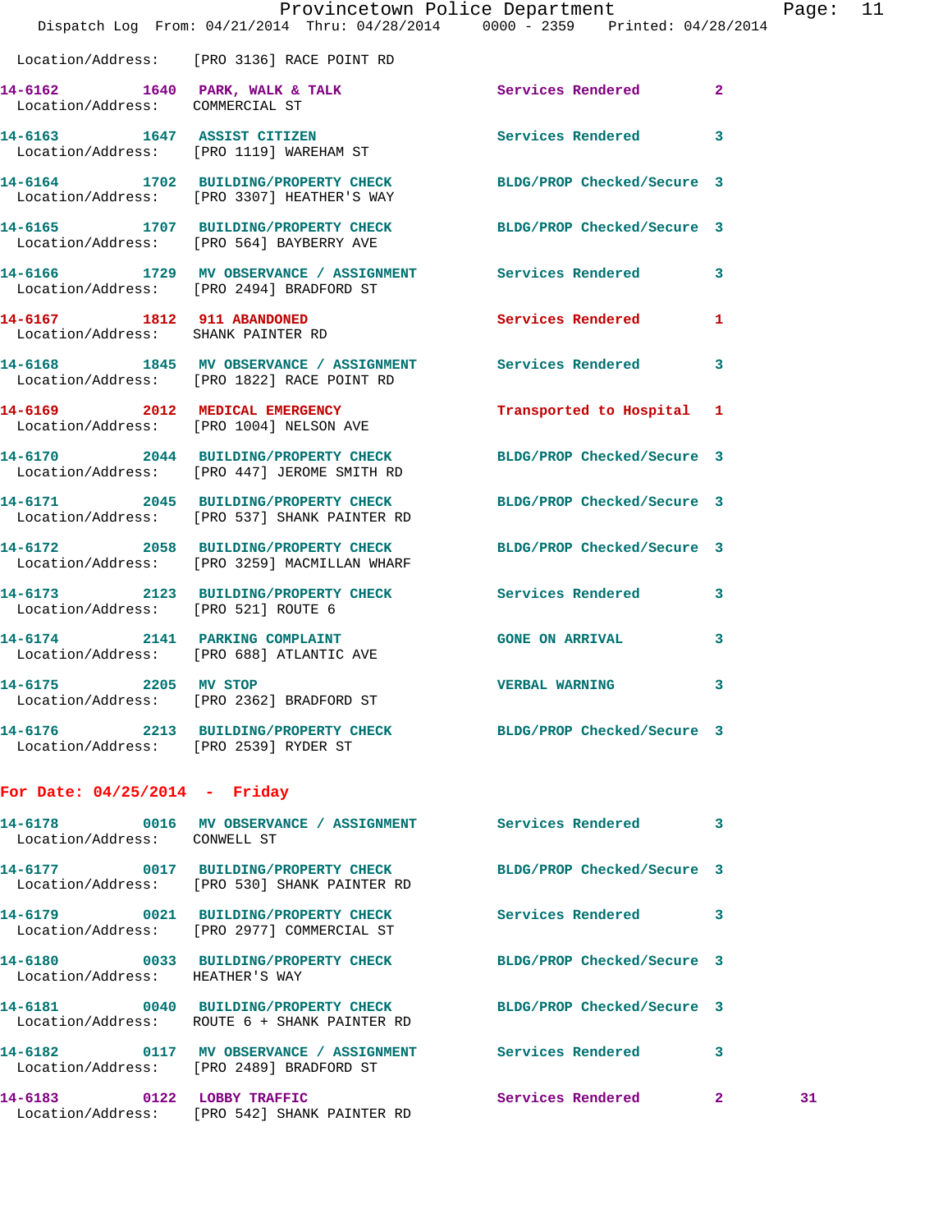Location/Address: [PRO 3136] RACE POINT RD

**14-6162 1640 PARK, WALK & TALK** Services Rendered 2
Location/Address: COMMERCIAL ST

**14-6163 1647 ASSIST CITIZEN** Services Rendered 3
Location/Address: [PRO 1119] WAREHAM ST

**14-6164 1702 BUILDING/PROPERTY CHECK** BLDG/PROP Checked/Secure 3
Location/Address: [PRO 3307] HEATHER'S WAY

**14-6165 1707 BUILDING/PROPERTY CHECK** BLDG/PROP Checked/Secure 3
Location/Address: [PRO 564] BAYBERRY AVE

**14-6166 1729 MV OBSERVANCE / ASSIGNMENT** Services Rendered 3
Location/Address: [PRO 2494] BRADFORD ST

**14-6167 1812 911 ABANDONED** Services Rendered 1
Location/Address: SHANK PAINTER RD

**14-6168 1845 MV OBSERVANCE / ASSIGNMENT** Services Rendered 3
Location/Address: [PRO 1822] RACE POINT RD

**14-6169 2012 MEDICAL EMERGENCY** Transported to Hospital 1
Location/Address: [PRO 1004] NELSON AVE

**14-6170 2044 BUILDING/PROPERTY CHECK** BLDG/PROP Checked/Secure 3
Location/Address: [PRO 447] JEROME SMITH RD

**14-6171 2045 BUILDING/PROPERTY CHECK** BLDG/PROP Checked/Secure 3
Location/Address: [PRO 537] SHANK PAINTER RD

**14-6172 2058 BUILDING/PROPERTY CHECK** BLDG/PROP Checked/Secure 3
Location/Address: [PRO 3259] MACMILLAN WHARF

**14-6173 2123 BUILDING/PROPERTY CHECK** Services Rendered 3
Location/Address: [PRO 521] ROUTE 6

**14-6174 2141 PARKING COMPLAINT** GONE ON ARRIVAL 3
Location/Address: [PRO 688] ATLANTIC AVE

**14-6175 2205 MV STOP** VERBAL WARNING 3
Location/Address: [PRO 2362] BRADFORD ST

**14-6176 2213 BUILDING/PROPERTY CHECK** BLDG/PROP Checked/Secure 3
Location/Address: [PRO 2539] RYDER ST

## For Date: 04/25/2014 - Friday

**14-6178 0016 MV OBSERVANCE / ASSIGNMENT** Services Rendered 3
Location/Address: CONWELL ST

**14-6177 0017 BUILDING/PROPERTY CHECK** BLDG/PROP Checked/Secure 3
Location/Address: [PRO 530] SHANK PAINTER RD

**14-6179 0021 BUILDING/PROPERTY CHECK** Services Rendered 3
Location/Address: [PRO 2977] COMMERCIAL ST

**14-6180 0033 BUILDING/PROPERTY CHECK** BLDG/PROP Checked/Secure 3
Location/Address: HEATHER'S WAY

**14-6181 0040 BUILDING/PROPERTY CHECK** BLDG/PROP Checked/Secure 3
Location/Address: ROUTE 6 + SHANK PAINTER RD

**14-6182 0117 MV OBSERVANCE / ASSIGNMENT** Services Rendered 3
Location/Address: [PRO 2489] BRADFORD ST

**14-6183 0122 LOBBY TRAFFIC** Services Rendered 2 31
Location/Address: [PRO 542] SHANK PAINTER RD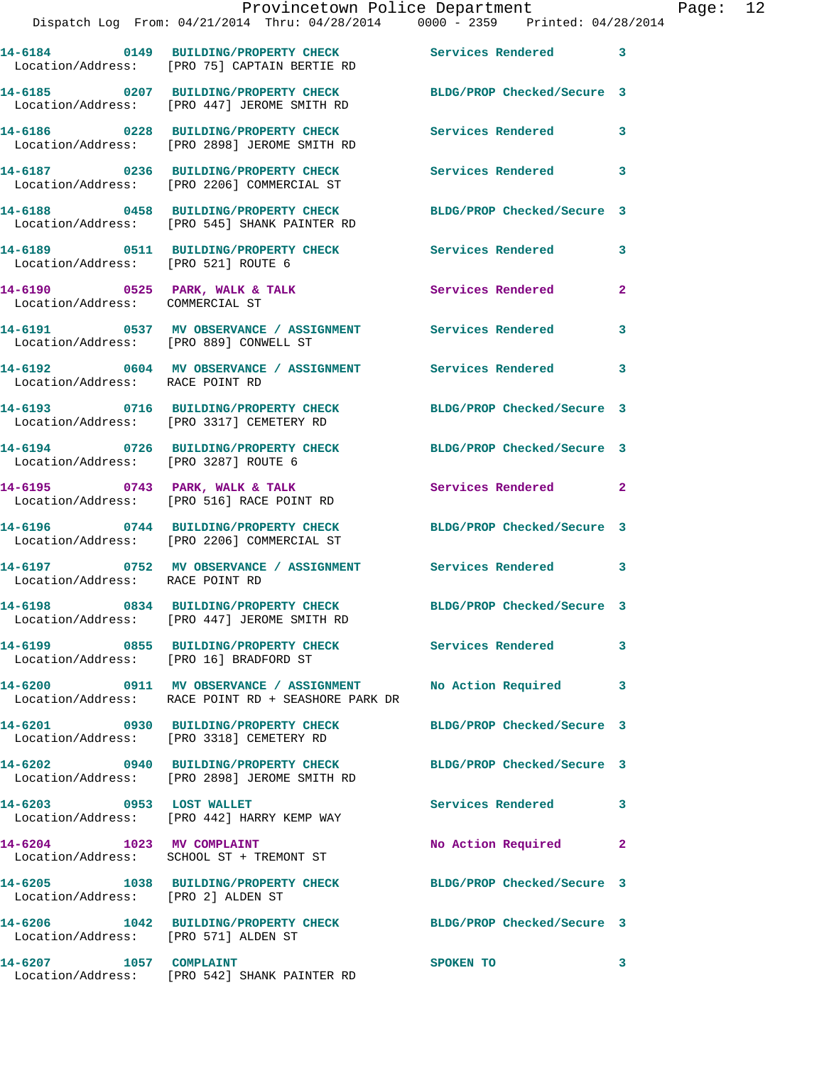**14-6184 0149 BUILDING/PROPERTY CHECK** Services Rendered 3
Location/Address: [PRO 75] CAPTAIN BERTIE RD

**14-6185 0207 BUILDING/PROPERTY CHECK** BLDG/PROP Checked/Secure 3
Location/Address: [PRO 447] JEROME SMITH RD

**14-6186 0228 BUILDING/PROPERTY CHECK** Services Rendered 3
Location/Address: [PRO 2898] JEROME SMITH RD

**14-6187 0236 BUILDING/PROPERTY CHECK** Services Rendered 3
Location/Address: [PRO 2206] COMMERCIAL ST

**14-6188 0458 BUILDING/PROPERTY CHECK** BLDG/PROP Checked/Secure 3
Location/Address: [PRO 545] SHANK PAINTER RD

**14-6189 0511 BUILDING/PROPERTY CHECK** Services Rendered 3
Location/Address: [PRO 521] ROUTE 6

**14-6190 0525 PARK, WALK & TALK** Services Rendered 2
Location/Address: COMMERCIAL ST

**14-6191 0537 MV OBSERVANCE / ASSIGNMENT** Services Rendered 3
Location/Address: [PRO 889] CONWELL ST

**14-6192 0604 MV OBSERVANCE / ASSIGNMENT** Services Rendered 3
Location/Address: RACE POINT RD

**14-6193 0716 BUILDING/PROPERTY CHECK** BLDG/PROP Checked/Secure 3
Location/Address: [PRO 3317] CEMETERY RD

**14-6194 0726 BUILDING/PROPERTY CHECK** BLDG/PROP Checked/Secure 3
Location/Address: [PRO 3287] ROUTE 6

**14-6195 0743 PARK, WALK & TALK** Services Rendered 2
Location/Address: [PRO 516] RACE POINT RD

**14-6196 0744 BUILDING/PROPERTY CHECK** BLDG/PROP Checked/Secure 3
Location/Address: [PRO 2206] COMMERCIAL ST

**14-6197 0752 MV OBSERVANCE / ASSIGNMENT** Services Rendered 3
Location/Address: RACE POINT RD

**14-6198 0834 BUILDING/PROPERTY CHECK** BLDG/PROP Checked/Secure 3
Location/Address: [PRO 447] JEROME SMITH RD

**14-6199 0855 BUILDING/PROPERTY CHECK** Services Rendered 3
Location/Address: [PRO 16] BRADFORD ST

**14-6200 0911 MV OBSERVANCE / ASSIGNMENT** No Action Required 3
Location/Address: RACE POINT RD + SEASHORE PARK DR

**14-6201 0930 BUILDING/PROPERTY CHECK** BLDG/PROP Checked/Secure 3
Location/Address: [PRO 3318] CEMETERY RD

**14-6202 0940 BUILDING/PROPERTY CHECK** BLDG/PROP Checked/Secure 3
Location/Address: [PRO 2898] JEROME SMITH RD

**14-6203 0953 LOST WALLET** Services Rendered 3
Location/Address: [PRO 442] HARRY KEMP WAY

**14-6204 1023 MV COMPLAINT** No Action Required 2
Location/Address: SCHOOL ST + TREMONT ST

**14-6205 1038 BUILDING/PROPERTY CHECK** BLDG/PROP Checked/Secure 3
Location/Address: [PRO 2] ALDEN ST

**14-6206 1042 BUILDING/PROPERTY CHECK** BLDG/PROP Checked/Secure 3
Location/Address: [PRO 571] ALDEN ST

**14-6207 1057 COMPLAINT** SPOKEN TO 3
Location/Address: [PRO 542] SHANK PAINTER RD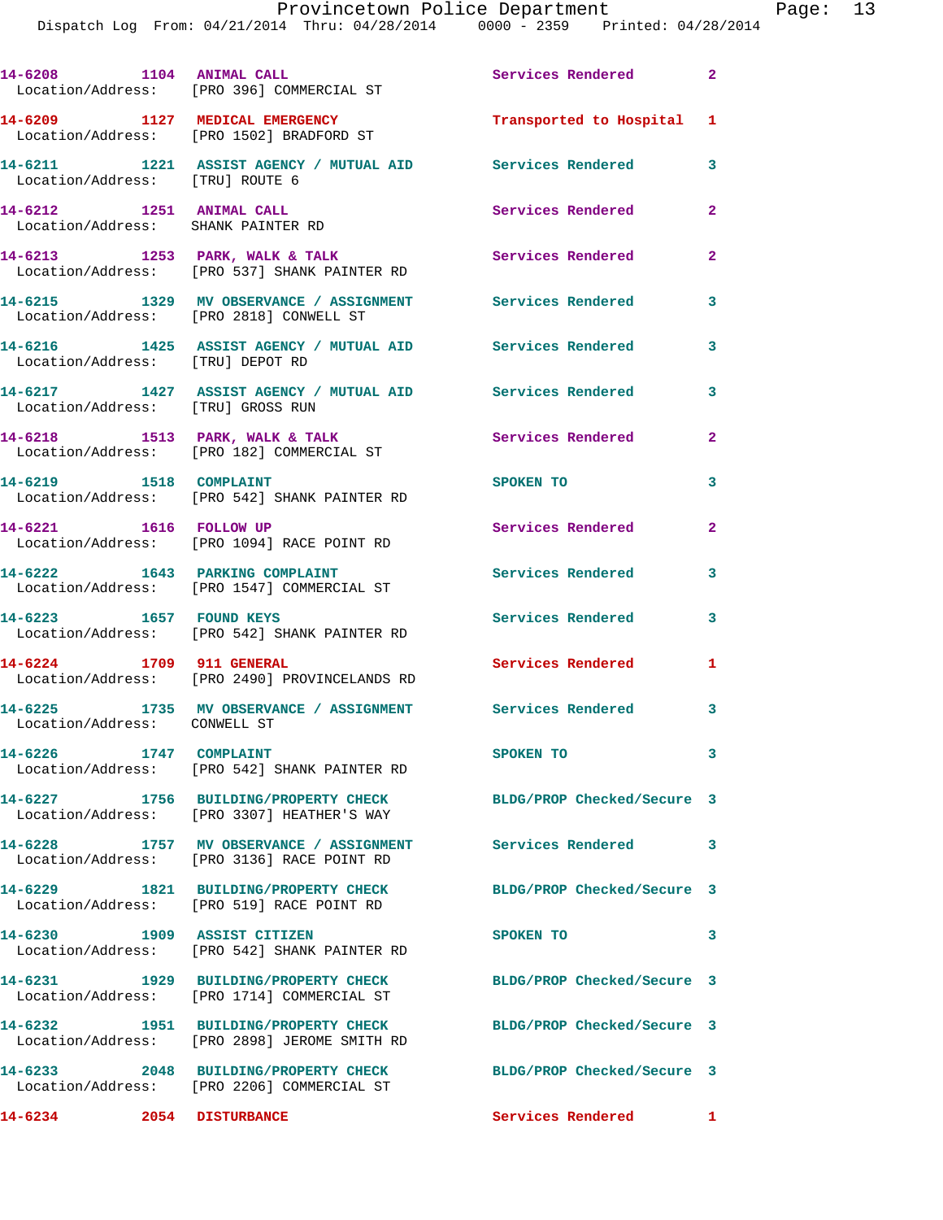14-6208 1104 ANIMAL CALL Services Rendered 2
Location/Address: [PRO 396] COMMERCIAL ST

14-6209 1127 MEDICAL EMERGENCY Transported to Hospital 1
Location/Address: [PRO 1502] BRADFORD ST

14-6211 1221 ASSIST AGENCY / MUTUAL AID Services Rendered 3
Location/Address: [TRU] ROUTE 6

14-6212 1251 ANIMAL CALL Services Rendered 2
Location/Address: SHANK PAINTER RD

14-6213 1253 PARK, WALK & TALK Services Rendered 2
Location/Address: [PRO 537] SHANK PAINTER RD

14-6215 1329 MV OBSERVANCE / ASSIGNMENT Services Rendered 3
Location/Address: [PRO 2818] CONWELL ST

14-6216 1425 ASSIST AGENCY / MUTUAL AID Services Rendered 3
Location/Address: [TRU] DEPOT RD

14-6217 1427 ASSIST AGENCY / MUTUAL AID Services Rendered 3
Location/Address: [TRU] GROSS RUN

14-6218 1513 PARK, WALK & TALK Services Rendered 2
Location/Address: [PRO 182] COMMERCIAL ST

14-6219 1518 COMPLAINT SPOKEN TO 3
Location/Address: [PRO 542] SHANK PAINTER RD

14-6221 1616 FOLLOW UP Services Rendered 2
Location/Address: [PRO 1094] RACE POINT RD

14-6222 1643 PARKING COMPLAINT Services Rendered 3
Location/Address: [PRO 1547] COMMERCIAL ST

14-6223 1657 FOUND KEYS Services Rendered 3
Location/Address: [PRO 542] SHANK PAINTER RD

14-6224 1709 911 GENERAL Services Rendered 1
Location/Address: [PRO 2490] PROVINCELANDS RD

14-6225 1735 MV OBSERVANCE / ASSIGNMENT Services Rendered 3
Location/Address: CONWELL ST

14-6226 1747 COMPLAINT SPOKEN TO 3
Location/Address: [PRO 542] SHANK PAINTER RD

14-6227 1756 BUILDING/PROPERTY CHECK BLDG/PROP Checked/Secure 3
Location/Address: [PRO 3307] HEATHER'S WAY

14-6228 1757 MV OBSERVANCE / ASSIGNMENT Services Rendered 3
Location/Address: [PRO 3136] RACE POINT RD

14-6229 1821 BUILDING/PROPERTY CHECK BLDG/PROP Checked/Secure 3
Location/Address: [PRO 519] RACE POINT RD

14-6230 1909 ASSIST CITIZEN SPOKEN TO 3
Location/Address: [PRO 542] SHANK PAINTER RD

14-6231 1929 BUILDING/PROPERTY CHECK BLDG/PROP Checked/Secure 3
Location/Address: [PRO 1714] COMMERCIAL ST

14-6232 1951 BUILDING/PROPERTY CHECK BLDG/PROP Checked/Secure 3
Location/Address: [PRO 2898] JEROME SMITH RD

14-6233 2048 BUILDING/PROPERTY CHECK BLDG/PROP Checked/Secure 3
Location/Address: [PRO 2206] COMMERCIAL ST

14-6234 2054 DISTURBANCE Services Rendered 1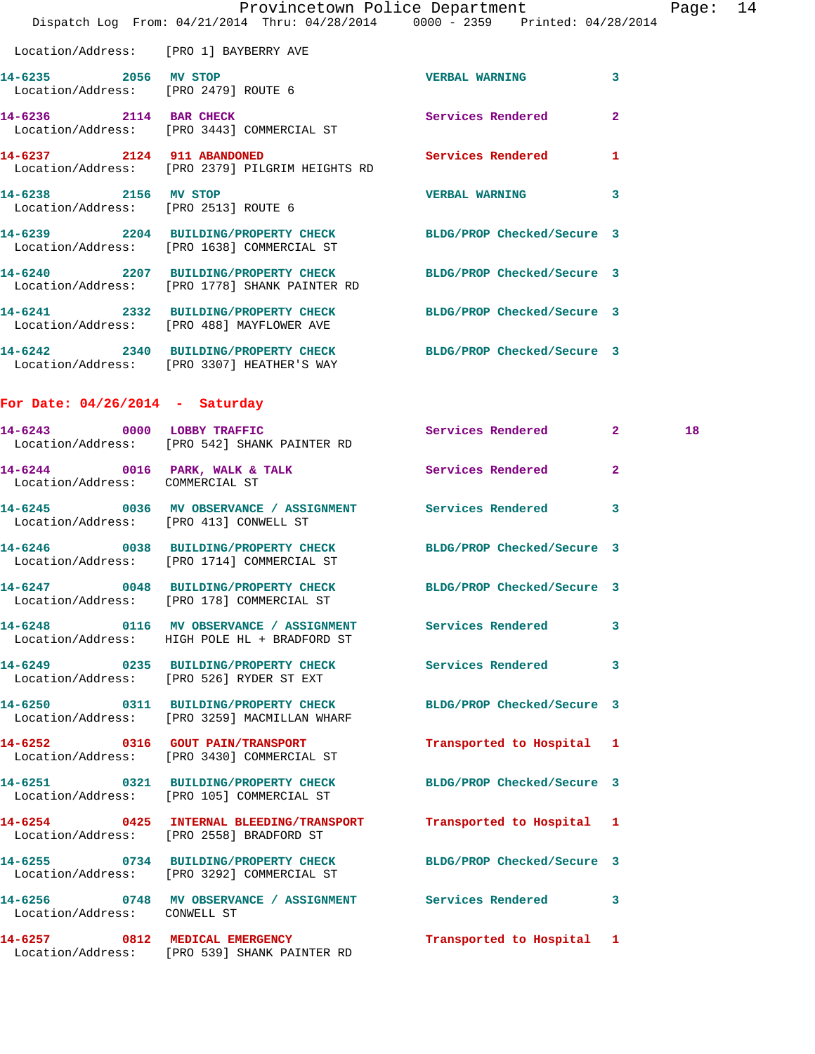Location/Address: [PRO 1] BAYBERRY AVE

**14-6235 2056 MV STOP** VERBAL WARNING 3
Location/Address: [PRO 2479] ROUTE 6

**14-6236 2114 BAR CHECK** Services Rendered 2
Location/Address: [PRO 3443] COMMERCIAL ST

**14-6237 2124 911 ABANDONED** Services Rendered 1
Location/Address: [PRO 2379] PILGRIM HEIGHTS RD

**14-6238 2156 MV STOP** VERBAL WARNING 3
Location/Address: [PRO 2513] ROUTE 6

**14-6239 2204 BUILDING/PROPERTY CHECK** BLDG/PROP Checked/Secure 3
Location/Address: [PRO 1638] COMMERCIAL ST

**14-6240 2207 BUILDING/PROPERTY CHECK** BLDG/PROP Checked/Secure 3
Location/Address: [PRO 1778] SHANK PAINTER RD

**14-6241 2332 BUILDING/PROPERTY CHECK** BLDG/PROP Checked/Secure 3
Location/Address: [PRO 488] MAYFLOWER AVE

**14-6242 2340 BUILDING/PROPERTY CHECK** BLDG/PROP Checked/Secure 3
Location/Address: [PRO 3307] HEATHER'S WAY

## For Date: 04/26/2014 - Saturday

**14-6243 0000 LOBBY TRAFFIC** Services Rendered 2 18
Location/Address: [PRO 542] SHANK PAINTER RD

**14-6244 0016 PARK, WALK & TALK** Services Rendered 2
Location/Address: COMMERCIAL ST

**14-6245 0036 MV OBSERVANCE / ASSIGNMENT** Services Rendered 3
Location/Address: [PRO 413] CONWELL ST

**14-6246 0038 BUILDING/PROPERTY CHECK** BLDG/PROP Checked/Secure 3
Location/Address: [PRO 1714] COMMERCIAL ST

**14-6247 0048 BUILDING/PROPERTY CHECK** BLDG/PROP Checked/Secure 3
Location/Address: [PRO 178] COMMERCIAL ST

**14-6248 0116 MV OBSERVANCE / ASSIGNMENT** Services Rendered 3
Location/Address: HIGH POLE HL + BRADFORD ST

**14-6249 0235 BUILDING/PROPERTY CHECK** Services Rendered 3
Location/Address: [PRO 526] RYDER ST EXT

**14-6250 0311 BUILDING/PROPERTY CHECK** BLDG/PROP Checked/Secure 3
Location/Address: [PRO 3259] MACMILLAN WHARF

**14-6252 0316 GOUT PAIN/TRANSPORT** Transported to Hospital 1
Location/Address: [PRO 3430] COMMERCIAL ST

**14-6251 0321 BUILDING/PROPERTY CHECK** BLDG/PROP Checked/Secure 3
Location/Address: [PRO 105] COMMERCIAL ST

**14-6254 0425 INTERNAL BLEEDING/TRANSPORT** Transported to Hospital 1
Location/Address: [PRO 2558] BRADFORD ST

**14-6255 0734 BUILDING/PROPERTY CHECK** BLDG/PROP Checked/Secure 3
Location/Address: [PRO 3292] COMMERCIAL ST

**14-6256 0748 MV OBSERVANCE / ASSIGNMENT** Services Rendered 3
Location/Address: CONWELL ST

**14-6257 0812 MEDICAL EMERGENCY** Transported to Hospital 1
Location/Address: [PRO 539] SHANK PAINTER RD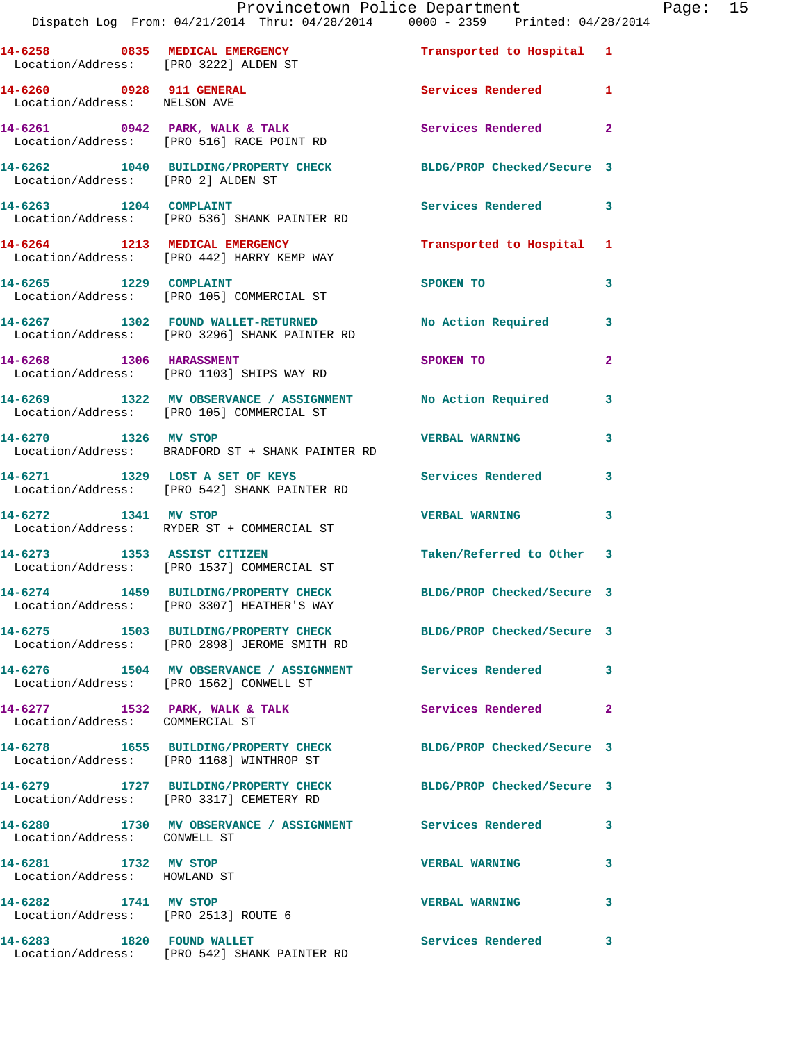| Call Number | Time | Call Reason | Action | Priority |
|---|---|---|---|---|
| 14-6258 | 0835 | MEDICAL EMERGENCY | Transported to Hospital | 1 |
| Location/Address: [PRO 3222] ALDEN ST | | | | |
| 14-6260 | 0928 | 911 GENERAL | Services Rendered | 1 |
| Location/Address: NELSON AVE | | | | |
| 14-6261 | 0942 | PARK, WALK & TALK | Services Rendered | 2 |
| Location/Address: [PRO 516] RACE POINT RD | | | | |
| 14-6262 | 1040 | BUILDING/PROPERTY CHECK | BLDG/PROP Checked/Secure | 3 |
| Location/Address: [PRO 2] ALDEN ST | | | | |
| 14-6263 | 1204 | COMPLAINT | Services Rendered | 3 |
| Location/Address: [PRO 536] SHANK PAINTER RD | | | | |
| 14-6264 | 1213 | MEDICAL EMERGENCY | Transported to Hospital | 1 |
| Location/Address: [PRO 442] HARRY KEMP WAY | | | | |
| 14-6265 | 1229 | COMPLAINT | SPOKEN TO | 3 |
| Location/Address: [PRO 105] COMMERCIAL ST | | | | |
| 14-6267 | 1302 | FOUND WALLET-RETURNED | No Action Required | 3 |
| Location/Address: [PRO 3296] SHANK PAINTER RD | | | | |
| 14-6268 | 1306 | HARASSMENT | SPOKEN TO | 2 |
| Location/Address: [PRO 1103] SHIPS WAY RD | | | | |
| 14-6269 | 1322 | MV OBSERVANCE / ASSIGNMENT | No Action Required | 3 |
| Location/Address: [PRO 105] COMMERCIAL ST | | | | |
| 14-6270 | 1326 | MV STOP | VERBAL WARNING | 3 |
| Location/Address: BRADFORD ST + SHANK PAINTER RD | | | | |
| 14-6271 | 1329 | LOST A SET OF KEYS | Services Rendered | 3 |
| Location/Address: [PRO 542] SHANK PAINTER RD | | | | |
| 14-6272 | 1341 | MV STOP | VERBAL WARNING | 3 |
| Location/Address: RYDER ST + COMMERCIAL ST | | | | |
| 14-6273 | 1353 | ASSIST CITIZEN | Taken/Referred to Other | 3 |
| Location/Address: [PRO 1537] COMMERCIAL ST | | | | |
| 14-6274 | 1459 | BUILDING/PROPERTY CHECK | BLDG/PROP Checked/Secure | 3 |
| Location/Address: [PRO 3307] HEATHER'S WAY | | | | |
| 14-6275 | 1503 | BUILDING/PROPERTY CHECK | BLDG/PROP Checked/Secure | 3 |
| Location/Address: [PRO 2898] JEROME SMITH RD | | | | |
| 14-6276 | 1504 | MV OBSERVANCE / ASSIGNMENT | Services Rendered | 3 |
| Location/Address: [PRO 1562] CONWELL ST | | | | |
| 14-6277 | 1532 | PARK, WALK & TALK | Services Rendered | 2 |
| Location/Address: COMMERCIAL ST | | | | |
| 14-6278 | 1655 | BUILDING/PROPERTY CHECK | BLDG/PROP Checked/Secure | 3 |
| Location/Address: [PRO 1168] WINTHROP ST | | | | |
| 14-6279 | 1727 | BUILDING/PROPERTY CHECK | BLDG/PROP Checked/Secure | 3 |
| Location/Address: [PRO 3317] CEMETERY RD | | | | |
| 14-6280 | 1730 | MV OBSERVANCE / ASSIGNMENT | Services Rendered | 3 |
| Location/Address: CONWELL ST | | | | |
| 14-6281 | 1732 | MV STOP | VERBAL WARNING | 3 |
| Location/Address: HOWLAND ST | | | | |
| 14-6282 | 1741 | MV STOP | VERBAL WARNING | 3 |
| Location/Address: [PRO 2513] ROUTE 6 | | | | |
| 14-6283 | 1820 | FOUND WALLET | Services Rendered | 3 |
| Location/Address: [PRO 542] SHANK PAINTER RD | | | | |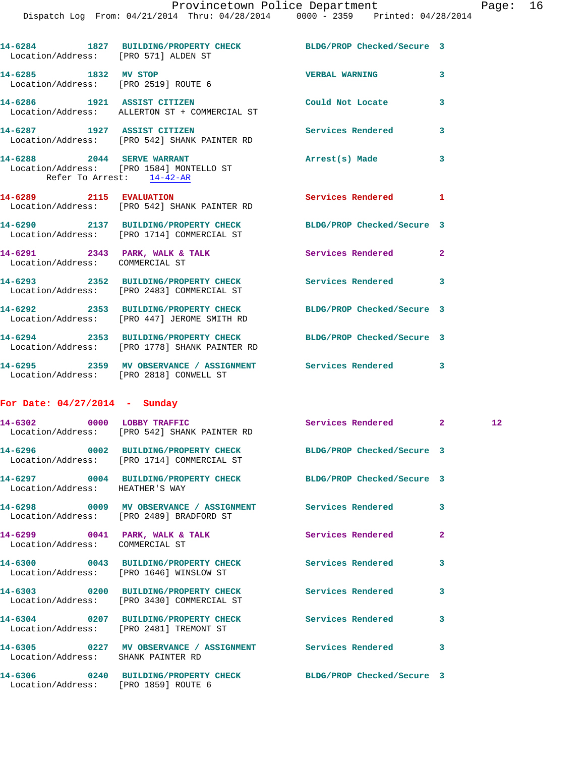14-6284 1827 BUILDING/PROPERTY CHECK BLDG/PROP Checked/Secure 3
Location/Address: [PRO 571] ALDEN ST

14-6285 1832 MV STOP VERBAL WARNING 3
Location/Address: [PRO 2519] ROUTE 6

14-6286 1921 ASSIST CITIZEN Could Not Locate 3
Location/Address: ALLERTON ST + COMMERCIAL ST

14-6287 1927 ASSIST CITIZEN Services Rendered 3
Location/Address: [PRO 542] SHANK PAINTER RD

14-6288 2044 SERVE WARRANT Arrest(s) Made 3
Location/Address: [PRO 1584] MONTELLO ST
Refer To Arrest: 14-42-AR

14-6289 2115 EVALUATION Services Rendered 1
Location/Address: [PRO 542] SHANK PAINTER RD

14-6290 2137 BUILDING/PROPERTY CHECK BLDG/PROP Checked/Secure 3
Location/Address: [PRO 1714] COMMERCIAL ST

14-6291 2343 PARK, WALK & TALK Services Rendered 2
Location/Address: COMMERCIAL ST

14-6293 2352 BUILDING/PROPERTY CHECK Services Rendered 3
Location/Address: [PRO 2483] COMMERCIAL ST

14-6292 2353 BUILDING/PROPERTY CHECK BLDG/PROP Checked/Secure 3
Location/Address: [PRO 447] JEROME SMITH RD

14-6294 2353 BUILDING/PROPERTY CHECK BLDG/PROP Checked/Secure 3
Location/Address: [PRO 1778] SHANK PAINTER RD

14-6295 2359 MV OBSERVANCE / ASSIGNMENT Services Rendered 3
Location/Address: [PRO 2818] CONWELL ST

**For Date: 04/27/2014 - Sunday**

14-6302 0000 LOBBY TRAFFIC Services Rendered 2 12
Location/Address: [PRO 542] SHANK PAINTER RD

14-6296 0002 BUILDING/PROPERTY CHECK BLDG/PROP Checked/Secure 3
Location/Address: [PRO 1714] COMMERCIAL ST

14-6297 0004 BUILDING/PROPERTY CHECK BLDG/PROP Checked/Secure 3
Location/Address: HEATHER'S WAY

14-6298 0009 MV OBSERVANCE / ASSIGNMENT Services Rendered 3
Location/Address: [PRO 2489] BRADFORD ST

14-6299 0041 PARK, WALK & TALK Services Rendered 2
Location/Address: COMMERCIAL ST

14-6300 0043 BUILDING/PROPERTY CHECK Services Rendered 3
Location/Address: [PRO 1646] WINSLOW ST

14-6303 0200 BUILDING/PROPERTY CHECK Services Rendered 3
Location/Address: [PRO 3430] COMMERCIAL ST

14-6304 0207 BUILDING/PROPERTY CHECK Services Rendered 3
Location/Address: [PRO 2481] TREMONT ST

14-6305 0227 MV OBSERVANCE / ASSIGNMENT Services Rendered 3
Location/Address: SHANK PAINTER RD

14-6306 0240 BUILDING/PROPERTY CHECK BLDG/PROP Checked/Secure 3
Location/Address: [PRO 1859] ROUTE 6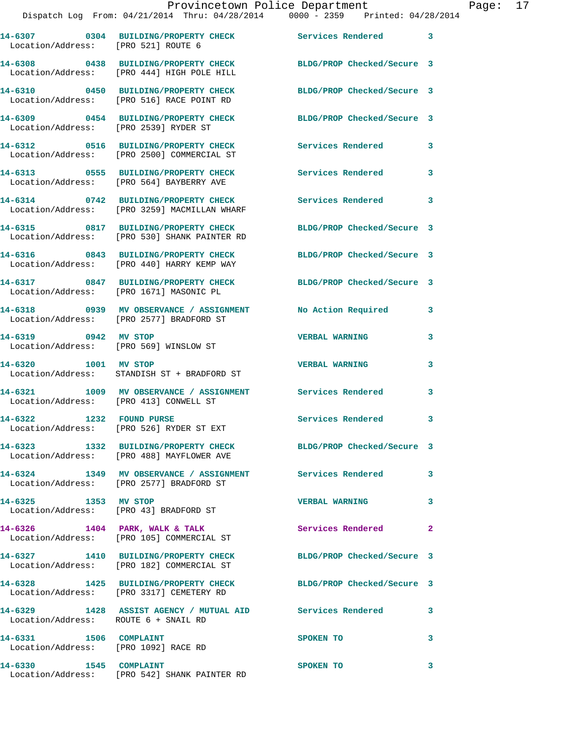**14-6307 0304 BUILDING/PROPERTY CHECK** Services Rendered 3
Location/Address: [PRO 521] ROUTE 6

**14-6308 0438 BUILDING/PROPERTY CHECK** BLDG/PROP Checked/Secure 3
Location/Address: [PRO 444] HIGH POLE HILL

**14-6310 0450 BUILDING/PROPERTY CHECK** BLDG/PROP Checked/Secure 3
Location/Address: [PRO 516] RACE POINT RD

**14-6309 0454 BUILDING/PROPERTY CHECK** BLDG/PROP Checked/Secure 3
Location/Address: [PRO 2539] RYDER ST

**14-6312 0516 BUILDING/PROPERTY CHECK** Services Rendered 3
Location/Address: [PRO 2500] COMMERCIAL ST

**14-6313 0555 BUILDING/PROPERTY CHECK** Services Rendered 3
Location/Address: [PRO 564] BAYBERRY AVE

**14-6314 0742 BUILDING/PROPERTY CHECK** Services Rendered 3
Location/Address: [PRO 3259] MACMILLAN WHARF

**14-6315 0817 BUILDING/PROPERTY CHECK** BLDG/PROP Checked/Secure 3
Location/Address: [PRO 530] SHANK PAINTER RD

**14-6316 0843 BUILDING/PROPERTY CHECK** BLDG/PROP Checked/Secure 3
Location/Address: [PRO 440] HARRY KEMP WAY

**14-6317 0847 BUILDING/PROPERTY CHECK** BLDG/PROP Checked/Secure 3
Location/Address: [PRO 1671] MASONIC PL

**14-6318 0939 MV OBSERVANCE / ASSIGNMENT** No Action Required 3
Location/Address: [PRO 2577] BRADFORD ST

**14-6319 0942 MV STOP** VERBAL WARNING 3
Location/Address: [PRO 569] WINSLOW ST

**14-6320 1001 MV STOP** VERBAL WARNING 3
Location/Address: STANDISH ST + BRADFORD ST

**14-6321 1009 MV OBSERVANCE / ASSIGNMENT** Services Rendered 3
Location/Address: [PRO 413] CONWELL ST

**14-6322 1232 FOUND PURSE** Services Rendered 3
Location/Address: [PRO 526] RYDER ST EXT

**14-6323 1332 BUILDING/PROPERTY CHECK** BLDG/PROP Checked/Secure 3
Location/Address: [PRO 488] MAYFLOWER AVE

**14-6324 1349 MV OBSERVANCE / ASSIGNMENT** Services Rendered 3
Location/Address: [PRO 2577] BRADFORD ST

**14-6325 1353 MV STOP** VERBAL WARNING 3
Location/Address: [PRO 43] BRADFORD ST

**14-6326 1404 PARK, WALK & TALK** Services Rendered 2
Location/Address: [PRO 105] COMMERCIAL ST

**14-6327 1410 BUILDING/PROPERTY CHECK** BLDG/PROP Checked/Secure 3
Location/Address: [PRO 182] COMMERCIAL ST

**14-6328 1425 BUILDING/PROPERTY CHECK** BLDG/PROP Checked/Secure 3
Location/Address: [PRO 3317] CEMETERY RD

**14-6329 1428 ASSIST AGENCY / MUTUAL AID** Services Rendered 3
Location/Address: ROUTE 6 + SNAIL RD

**14-6331 1506 COMPLAINT** SPOKEN TO 3
Location/Address: [PRO 1092] RACE RD

**14-6330 1545 COMPLAINT** SPOKEN TO 3
Location/Address: [PRO 542] SHANK PAINTER RD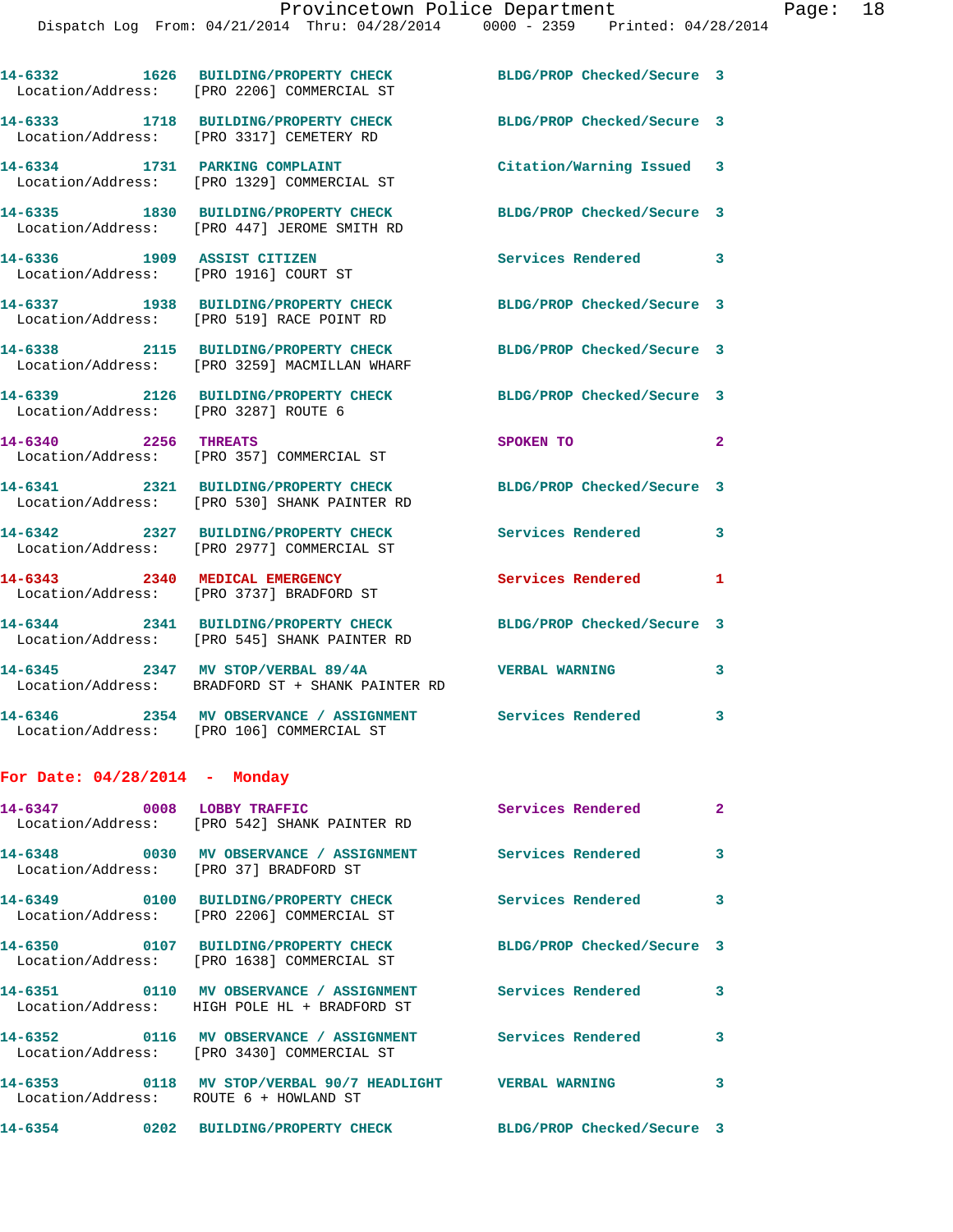14-6332 1626 BUILDING/PROPERTY CHECK BLDG/PROP Checked/Secure 3
Location/Address: [PRO 2206] COMMERCIAL ST

14-6333 1718 BUILDING/PROPERTY CHECK BLDG/PROP Checked/Secure 3
Location/Address: [PRO 3317] CEMETERY RD

14-6334 1731 PARKING COMPLAINT Citation/Warning Issued 3
Location/Address: [PRO 1329] COMMERCIAL ST

14-6335 1830 BUILDING/PROPERTY CHECK BLDG/PROP Checked/Secure 3
Location/Address: [PRO 447] JEROME SMITH RD

14-6336 1909 ASSIST CITIZEN Services Rendered 3
Location/Address: [PRO 1916] COURT ST

14-6337 1938 BUILDING/PROPERTY CHECK BLDG/PROP Checked/Secure 3
Location/Address: [PRO 519] RACE POINT RD

14-6338 2115 BUILDING/PROPERTY CHECK BLDG/PROP Checked/Secure 3
Location/Address: [PRO 3259] MACMILLAN WHARF

14-6339 2126 BUILDING/PROPERTY CHECK BLDG/PROP Checked/Secure 3
Location/Address: [PRO 3287] ROUTE 6

14-6340 2256 THREATS SPOKEN TO 2
Location/Address: [PRO 357] COMMERCIAL ST

14-6341 2321 BUILDING/PROPERTY CHECK BLDG/PROP Checked/Secure 3
Location/Address: [PRO 530] SHANK PAINTER RD

14-6342 2327 BUILDING/PROPERTY CHECK Services Rendered 3
Location/Address: [PRO 2977] COMMERCIAL ST

14-6343 2340 MEDICAL EMERGENCY Services Rendered 1
Location/Address: [PRO 3737] BRADFORD ST

14-6344 2341 BUILDING/PROPERTY CHECK BLDG/PROP Checked/Secure 3
Location/Address: [PRO 545] SHANK PAINTER RD

14-6345 2347 MV STOP/VERBAL 89/4A VERBAL WARNING 3
Location/Address: BRADFORD ST + SHANK PAINTER RD

14-6346 2354 MV OBSERVANCE / ASSIGNMENT Services Rendered 3
Location/Address: [PRO 106] COMMERCIAL ST

## For Date: 04/28/2014 - Monday

14-6347 0008 LOBBY TRAFFIC Services Rendered 2
Location/Address: [PRO 542] SHANK PAINTER RD

14-6348 0030 MV OBSERVANCE / ASSIGNMENT Services Rendered 3
Location/Address: [PRO 37] BRADFORD ST

14-6349 0100 BUILDING/PROPERTY CHECK Services Rendered 3
Location/Address: [PRO 2206] COMMERCIAL ST

14-6350 0107 BUILDING/PROPERTY CHECK BLDG/PROP Checked/Secure 3
Location/Address: [PRO 1638] COMMERCIAL ST

14-6351 0110 MV OBSERVANCE / ASSIGNMENT Services Rendered 3
Location/Address: HIGH POLE HL + BRADFORD ST

14-6352 0116 MV OBSERVANCE / ASSIGNMENT Services Rendered 3
Location/Address: [PRO 3430] COMMERCIAL ST

14-6353 0118 MV STOP/VERBAL 90/7 HEADLIGHT VERBAL WARNING 3
Location/Address: ROUTE 6 + HOWLAND ST

14-6354 0202 BUILDING/PROPERTY CHECK BLDG/PROP Checked/Secure 3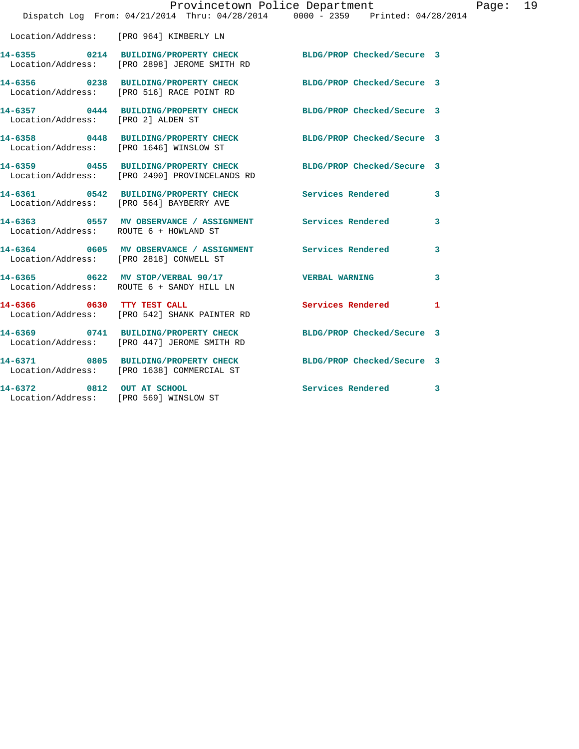Location/Address: [PRO 964] KIMBERLY LN

| | | | | |
|---|---|---|---|---|
| 14-6355 | 0214 | BUILDING/PROPERTY CHECK | BLDG/PROP Checked/Secure | 3 |
| Location/Address: | [PRO 2898] JEROME SMITH RD | | | |
| 14-6356 | 0238 | BUILDING/PROPERTY CHECK | BLDG/PROP Checked/Secure | 3 |
| Location/Address: | [PRO 516] RACE POINT RD | | | |
| 14-6357 | 0444 | BUILDING/PROPERTY CHECK | BLDG/PROP Checked/Secure | 3 |
| Location/Address: | [PRO 2] ALDEN ST | | | |
| 14-6358 | 0448 | BUILDING/PROPERTY CHECK | BLDG/PROP Checked/Secure | 3 |
| Location/Address: | [PRO 1646] WINSLOW ST | | | |
| 14-6359 | 0455 | BUILDING/PROPERTY CHECK | BLDG/PROP Checked/Secure | 3 |
| Location/Address: | [PRO 2490] PROVINCELANDS RD | | | |
| 14-6361 | 0542 | BUILDING/PROPERTY CHECK | Services Rendered | 3 |
| Location/Address: | [PRO 564] BAYBERRY AVE | | | |
| 14-6363 | 0557 | MV OBSERVANCE / ASSIGNMENT | Services Rendered | 3 |
| Location/Address: | ROUTE 6 + HOWLAND ST | | | |
| 14-6364 | 0605 | MV OBSERVANCE / ASSIGNMENT | Services Rendered | 3 |
| Location/Address: | [PRO 2818] CONWELL ST | | | |
| 14-6365 | 0622 | MV STOP/VERBAL 90/17 | VERBAL WARNING | 3 |
| Location/Address: | ROUTE 6 + SANDY HILL LN | | | |
| 14-6366 | 0630 | TTY TEST CALL | Services Rendered | 1 |
| Location/Address: | [PRO 542] SHANK PAINTER RD | | | |
| 14-6369 | 0741 | BUILDING/PROPERTY CHECK | BLDG/PROP Checked/Secure | 3 |
| Location/Address: | [PRO 447] JEROME SMITH RD | | | |
| 14-6371 | 0805 | BUILDING/PROPERTY CHECK | BLDG/PROP Checked/Secure | 3 |
| Location/Address: | [PRO 1638] COMMERCIAL ST | | | |
| 14-6372 | 0812 | OUT AT SCHOOL | Services Rendered | 3 |
| Location/Address: | [PRO 569] WINSLOW ST | | | |